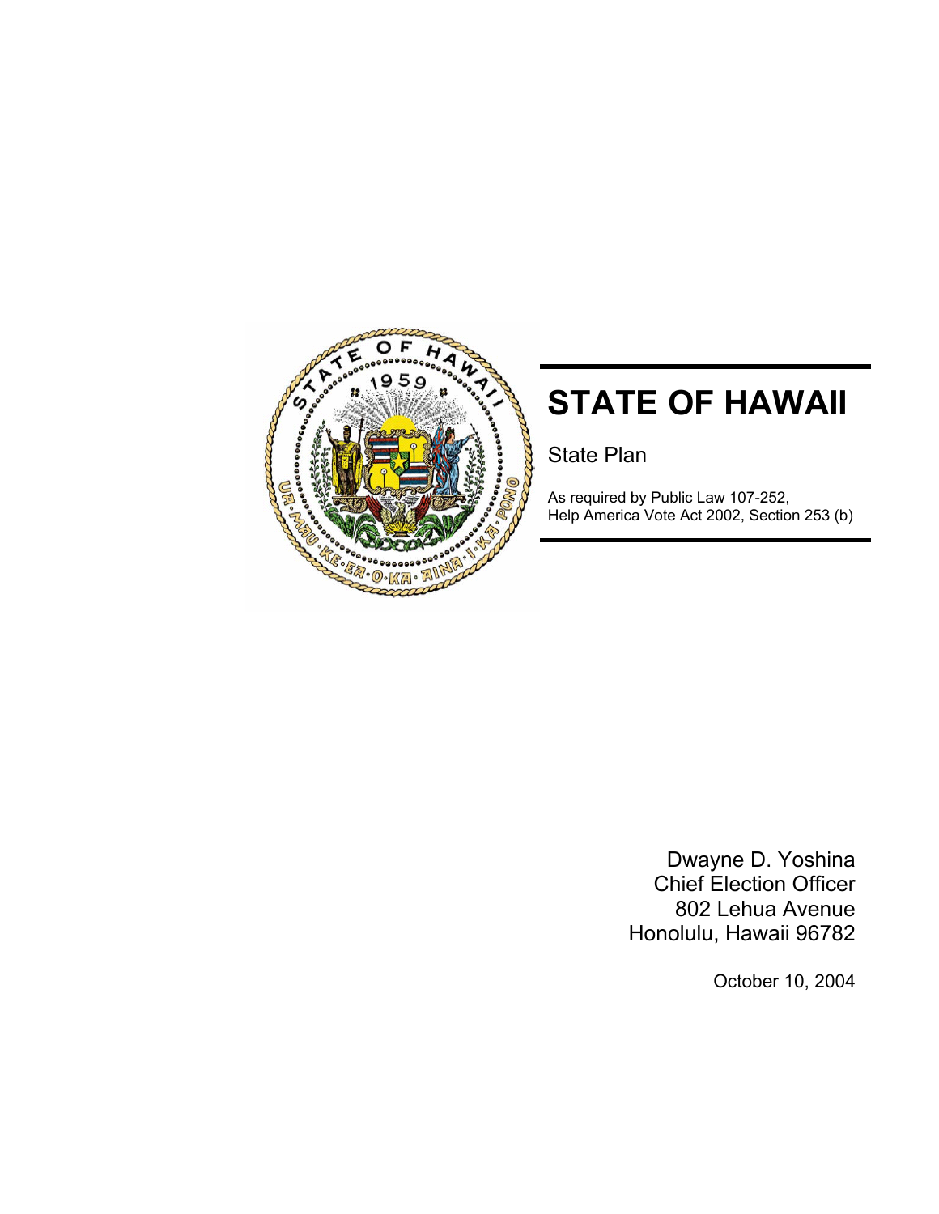# STATE OF HAWAII

State Plan

As required by Public Law 107-252,
Help America Vote Act 2002, Section 253 (b)

Dwayne D. Yoshina
Chief Election Officer
802 Lehua Avenue
Honolulu, Hawaii 96782

October 10, 2004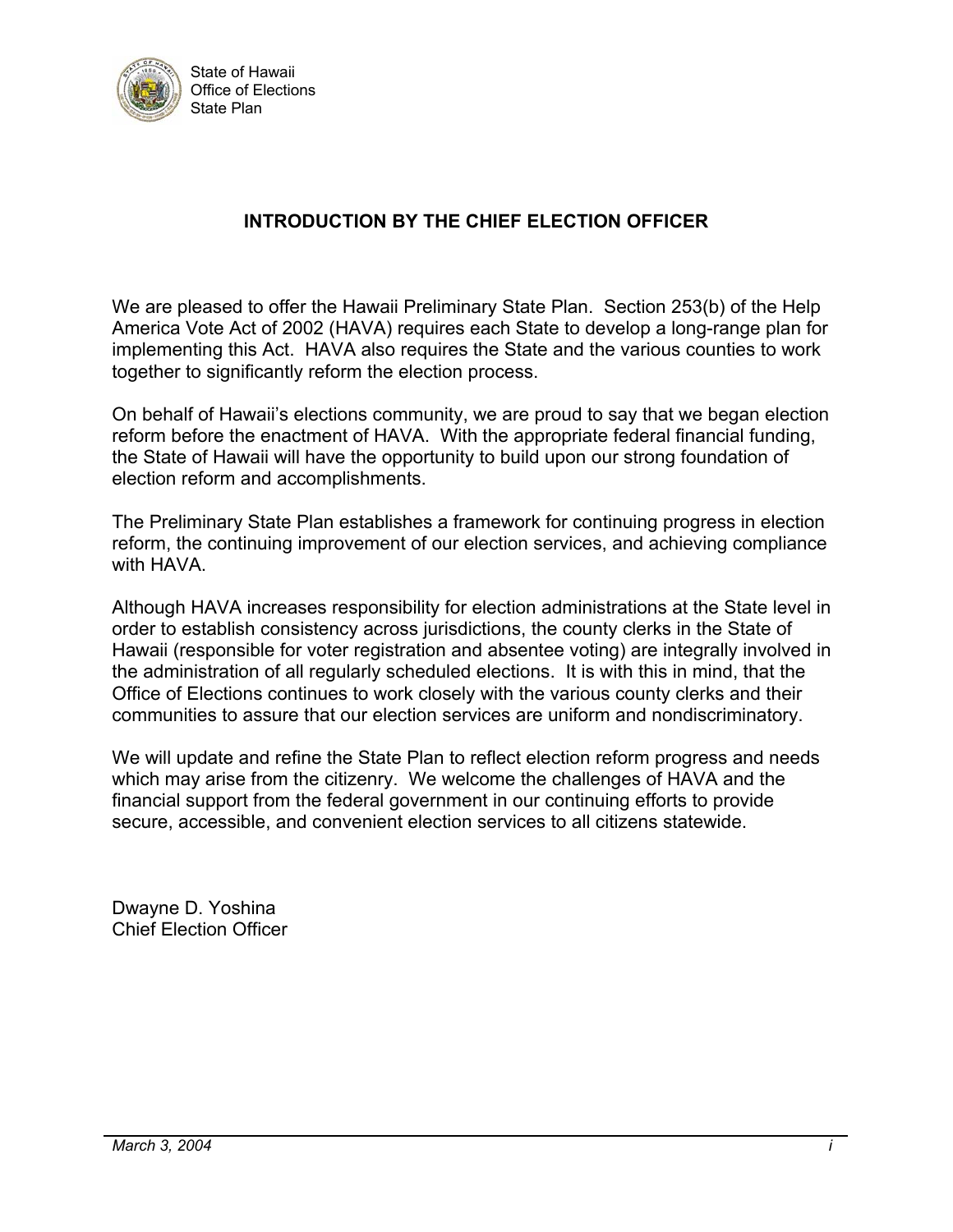## INTRODUCTION BY THE CHIEF ELECTION OFFICER

We are pleased to offer the Hawaii Preliminary State Plan. Section 253(b) of the Help America Vote Act of 2002 (HAVA) requires each State to develop a long-range plan for implementing this Act. HAVA also requires the State and the various counties to work together to significantly reform the election process.

On behalf of Hawaii's elections community, we are proud to say that we began election reform before the enactment of HAVA. With the appropriate federal financial funding, the State of Hawaii will have the opportunity to build upon our strong foundation of election reform and accomplishments.

The Preliminary State Plan establishes a framework for continuing progress in election reform, the continuing improvement of our election services, and achieving compliance with HAVA.

Although HAVA increases responsibility for election administrations at the State level in order to establish consistency across jurisdictions, the county clerks in the State of Hawaii (responsible for voter registration and absentee voting) are integrally involved in the administration of all regularly scheduled elections. It is with this in mind, that the Office of Elections continues to work closely with the various county clerks and their communities to assure that our election services are uniform and nondiscriminatory.

We will update and refine the State Plan to reflect election reform progress and needs which may arise from the citizenry. We welcome the challenges of HAVA and the financial support from the federal government in our continuing efforts to provide secure, accessible, and convenient election services to all citizens statewide.

Dwayne D. Yoshina
Chief Election Officer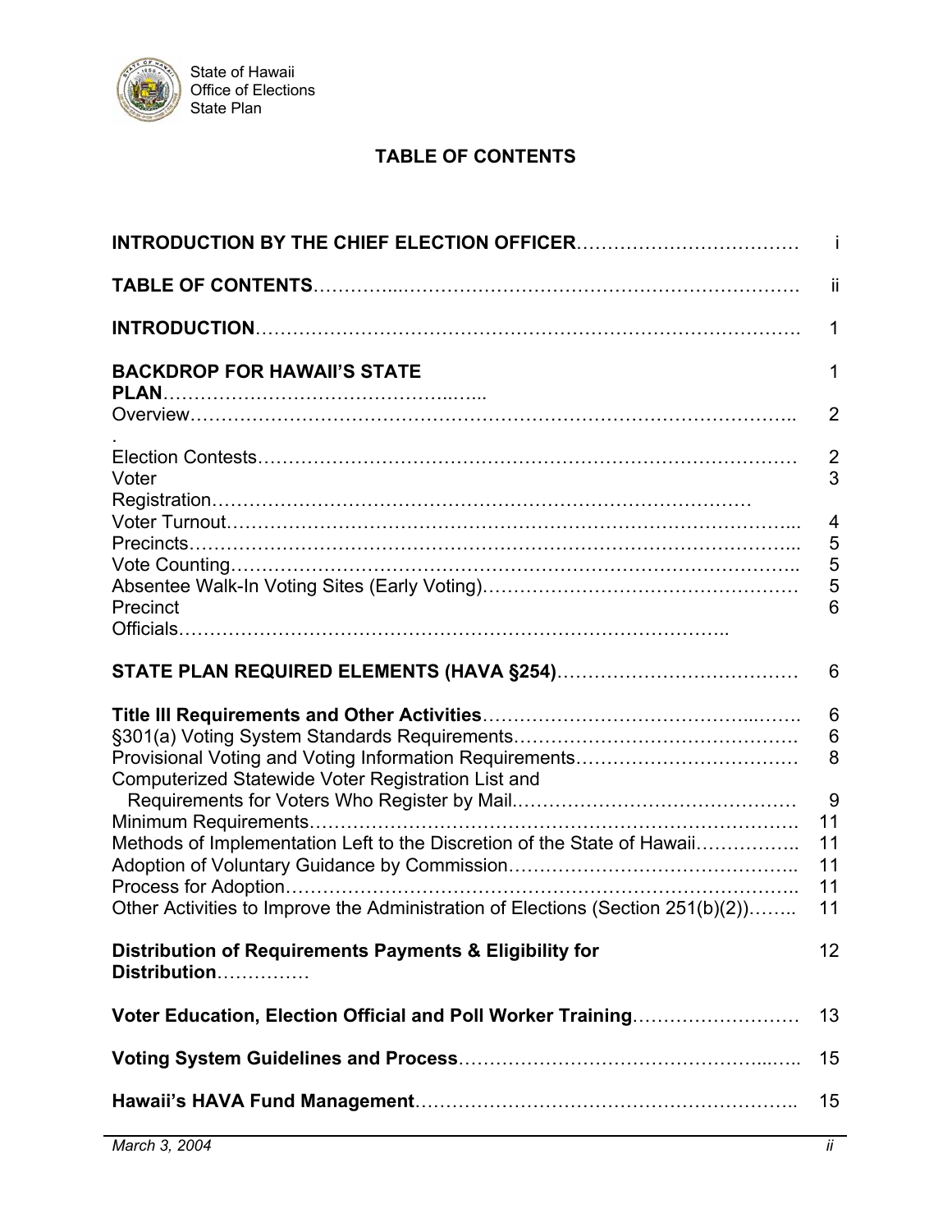# TABLE OF CONTENTS

| | |
|---|---|
| **INTRODUCTION BY THE CHIEF ELECTION OFFICER**……………………………… | i |
| **TABLE OF CONTENTS**…………...………………………………………………………. | ii |
| **INTRODUCTION**……………………………………………………………………………. | 1 |
| **BACKDROP FOR HAWAII'S STATE PLAN**……………….………………………..…... | 1 |
| Overview……………………………………………………………………………………….. | 2 |
| Election Contests……………………………………………………………………………… | 2 |
| Voter Registration………………………………………………………………………… | 3 |
| Voter Turnout…………………………………………………………………………………... | 4 |
| Precincts………………………………………………………………………………………... | 5 |
| Vote Counting………………………………………………………………………………….. | 5 |
| Absentee Walk-In Voting Sites (Early Voting)………………………………………… | 5 |
| Precinct Officials………………………….…………………………………………….. | 6 |
| **STATE PLAN REQUIRED ELEMENTS (HAVA §254)**………………………………… | 6 |
| **Title III Requirements and Other Activities**…….……………………………...……. | 6 |
| §301(a) Voting System Standards Requirements………………………………………. | 6 |
| Provisional Voting and Voting Information Requirements……………………………… | 8 |
| Computerized Statewide Voter Registration List and Requirements for Voters Who Register by Mail.……………………………………… | 9 |
| Minimum Requirements………………………………………………………………………. | 11 |
| Methods of Implementation Left to the Discretion of the State of Hawaii…………….. | 11 |
| Adoption of Voluntary Guidance by Commission…………………………………….. | 11 |
| Process for Adoption………………………………………………………………………….. | 11 |
| Other Activities to Improve the Administration of Elections (Section 251(b)(2))…….. | 11 |
| **Distribution of Requirements Payments & Eligibility for Distribution**…………… | 12 |
| **Voter Education, Election Official and Poll Worker Training**……………………… | 13 |
| **Voting System Guidelines and Process**……………………………………...….. | 15 |
| **Hawaii's HAVA Fund Management**…………………………………………………….. | 15 |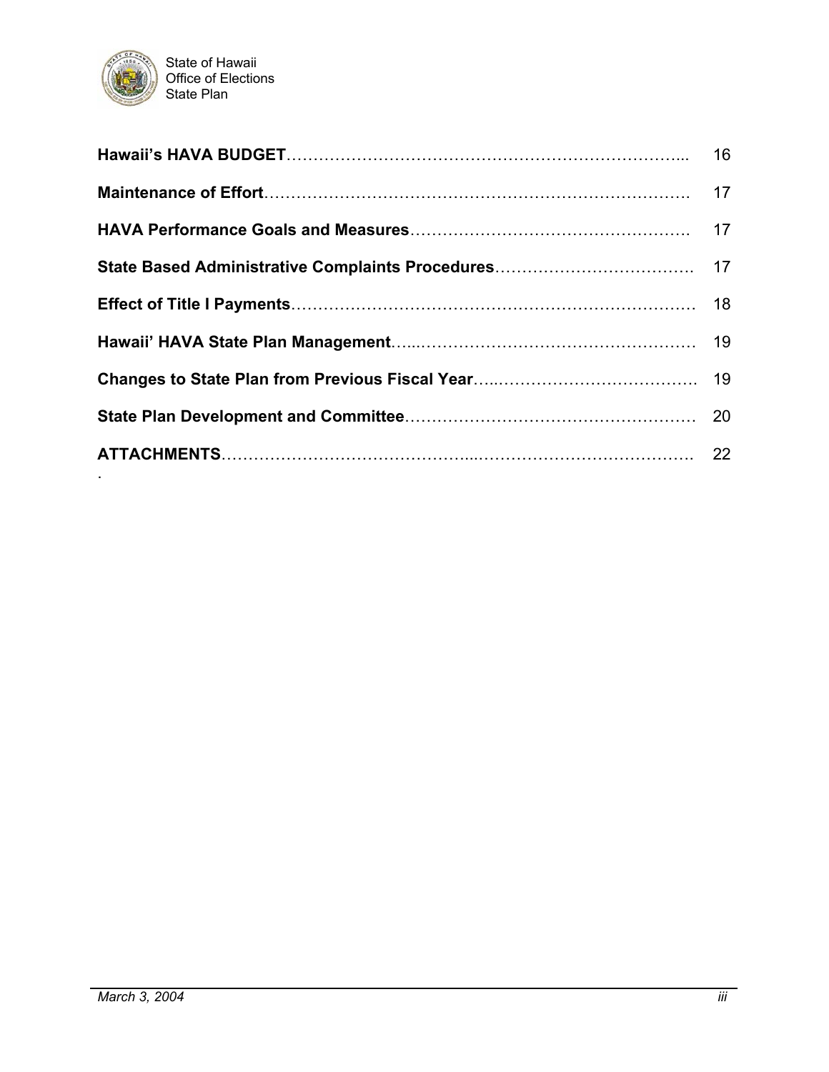| | |
|---|---|
| **Hawaii's HAVA BUDGET**………………………………………………………………... | 16 |
| **Maintenance of Effort**……………………………………………………………………. | 17 |
| **HAVA Performance Goals and Measures**……………………………………………. | 17 |
| **State Based Administrative Complaints Procedures**………………………………. | 17 |
| **Effect of Title I Payments**………………………………………………………………. | 18 |
| **Hawaii' HAVA State Plan Management**…...…………………………………………… | 19 |
| **Changes to State Plan from Previous Fiscal Year**…...………………………………. | 19 |
| **State Plan Development and Committee**…….………………………….…………… | 20 |
| **ATTACHMENTS**……………………………………...………………………………… | 22 |

.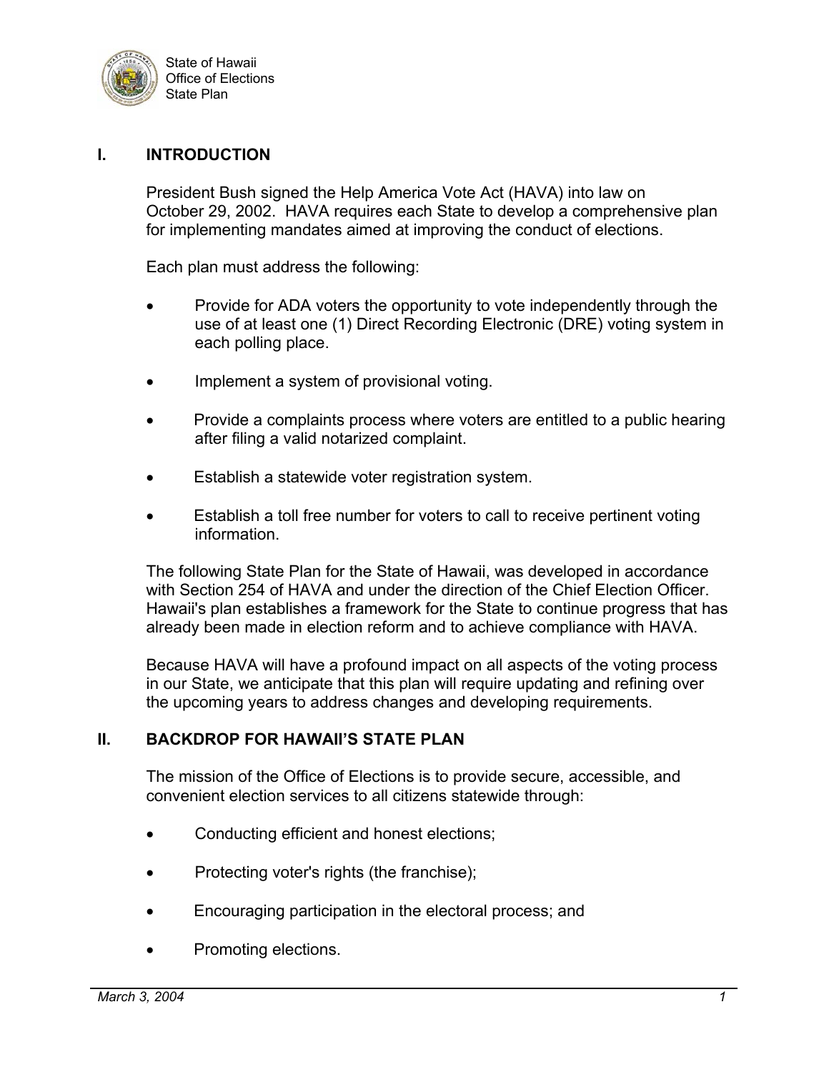## I. INTRODUCTION

President Bush signed the Help America Vote Act (HAVA) into law on October 29, 2002. HAVA requires each State to develop a comprehensive plan for implementing mandates aimed at improving the conduct of elections.

Each plan must address the following:

- Provide for ADA voters the opportunity to vote independently through the use of at least one (1) Direct Recording Electronic (DRE) voting system in each polling place.
- Implement a system of provisional voting.
- Provide a complaints process where voters are entitled to a public hearing after filing a valid notarized complaint.
- Establish a statewide voter registration system.
- Establish a toll free number for voters to call to receive pertinent voting information.

The following State Plan for the State of Hawaii, was developed in accordance with Section 254 of HAVA and under the direction of the Chief Election Officer. Hawaii's plan establishes a framework for the State to continue progress that has already been made in election reform and to achieve compliance with HAVA.

Because HAVA will have a profound impact on all aspects of the voting process in our State, we anticipate that this plan will require updating and refining over the upcoming years to address changes and developing requirements.

## II. BACKDROP FOR HAWAII'S STATE PLAN

The mission of the Office of Elections is to provide secure, accessible, and convenient election services to all citizens statewide through:

- Conducting efficient and honest elections;
- Protecting voter's rights (the franchise);
- Encouraging participation in the electoral process; and
- Promoting elections.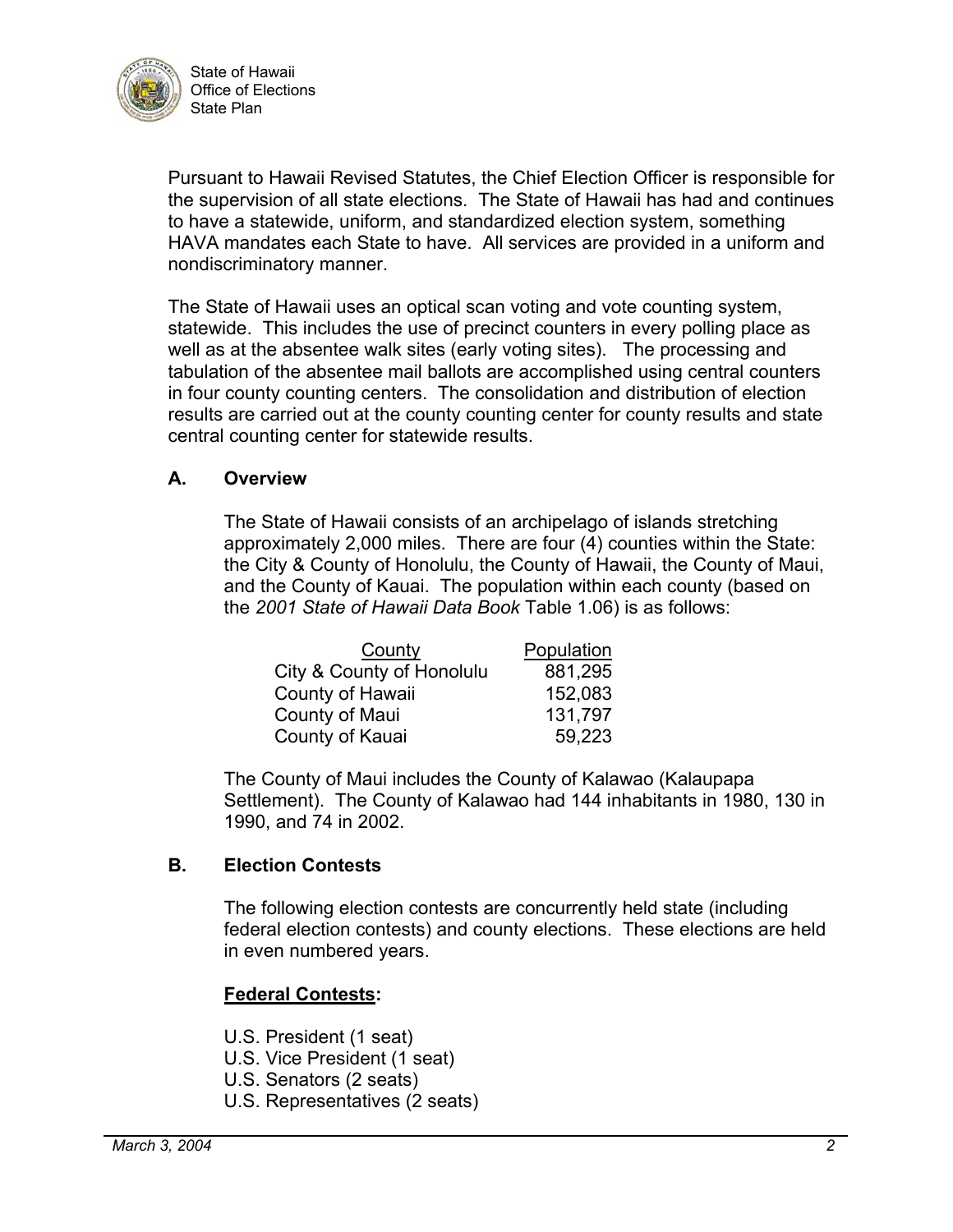Pursuant to Hawaii Revised Statutes, the Chief Election Officer is responsible for the supervision of all state elections. The State of Hawaii has had and continues to have a statewide, uniform, and standardized election system, something HAVA mandates each State to have. All services are provided in a uniform and nondiscriminatory manner.

The State of Hawaii uses an optical scan voting and vote counting system, statewide. This includes the use of precinct counters in every polling place as well as at the absentee walk sites (early voting sites). The processing and tabulation of the absentee mail ballots are accomplished using central counters in four county counting centers. The consolidation and distribution of election results are carried out at the county counting center for county results and state central counting center for statewide results.

### A. Overview

The State of Hawaii consists of an archipelago of islands stretching approximately 2,000 miles. There are four (4) counties within the State: the City & County of Honolulu, the County of Hawaii, the County of Maui, and the County of Kauai. The population within each county (based on the *2001 State of Hawaii Data Book* Table 1.06) is as follows:

| County | Population |
|---|---|
| City & County of Honolulu | 881,295 |
| County of Hawaii | 152,083 |
| County of Maui | 131,797 |
| County of Kauai | 59,223 |

The County of Maui includes the County of Kalawao (Kalaupapa Settlement). The County of Kalawao had 144 inhabitants in 1980, 130 in 1990, and 74 in 2002.

### B. Election Contests

The following election contests are concurrently held state (including federal election contests) and county elections. These elections are held in even numbered years.

**Federal Contests:**

U.S. President (1 seat)
U.S. Vice President (1 seat)
U.S. Senators (2 seats)
U.S. Representatives (2 seats)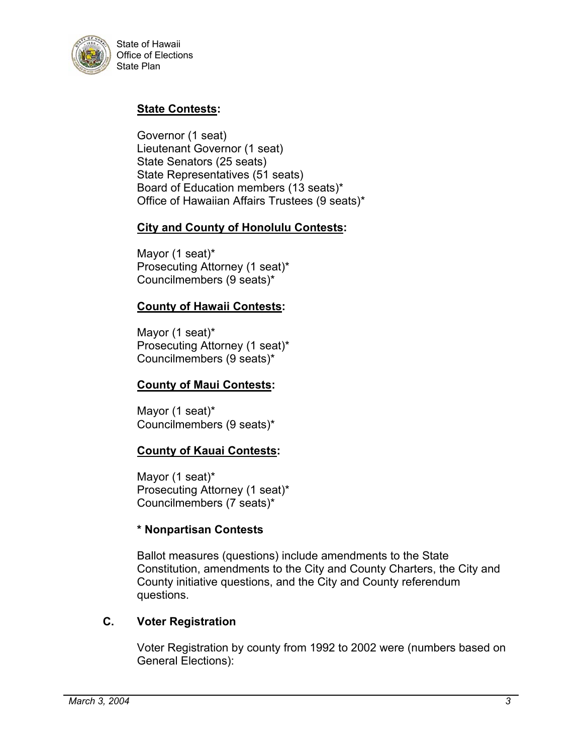**State Contests:**

Governor (1 seat)
Lieutenant Governor (1 seat)
State Senators (25 seats)
State Representatives (51 seats)
Board of Education members (13 seats)*
Office of Hawaiian Affairs Trustees (9 seats)*

**City and County of Honolulu Contests:**

Mayor (1 seat)*
Prosecuting Attorney (1 seat)*
Councilmembers (9 seats)*

**County of Hawaii Contests:**

Mayor (1 seat)*
Prosecuting Attorney (1 seat)*
Councilmembers (9 seats)*

**County of Maui Contests:**

Mayor (1 seat)*
Councilmembers (9 seats)*

**County of Kauai Contests:**

Mayor (1 seat)*
Prosecuting Attorney (1 seat)*
Councilmembers (7 seats)*

**\* Nonpartisan Contests**

Ballot measures (questions) include amendments to the State Constitution, amendments to the City and County Charters, the City and County initiative questions, and the City and County referendum questions.

### C. Voter Registration

Voter Registration by county from 1992 to 2002 were (numbers based on General Elections):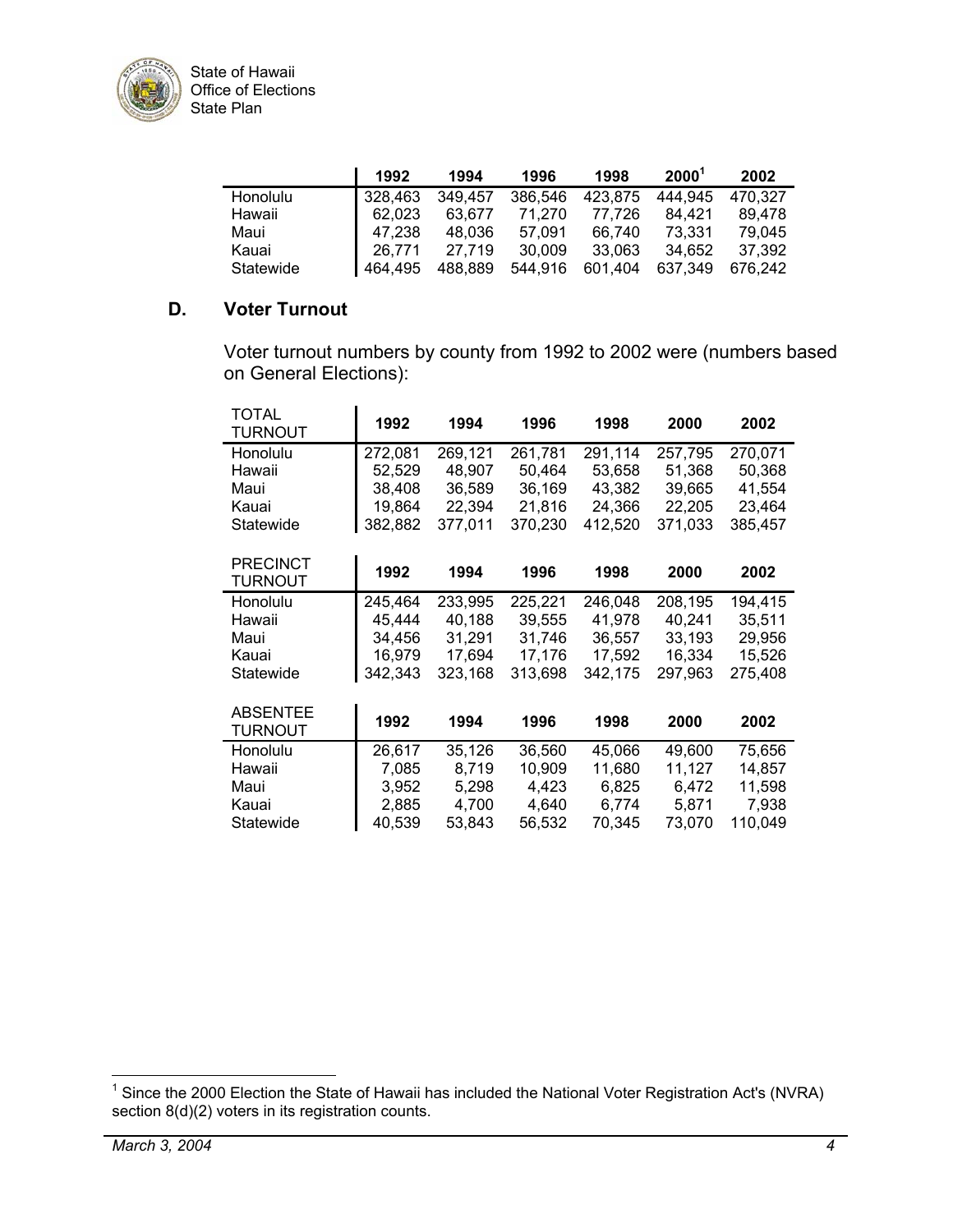| | 1992 | 1994 | 1996 | 1998 | 2000[1] | 2002 |
|---|---|---|---|---|---|---|
| Honolulu | 328,463 | 349,457 | 386,546 | 423,875 | 444,945 | 470,327 |
| Hawaii | 62,023 | 63,677 | 71,270 | 77,726 | 84,421 | 89,478 |
| Maui | 47,238 | 48,036 | 57,091 | 66,740 | 73,331 | 79,045 |
| Kauai | 26,771 | 27,719 | 30,009 | 33,063 | 34,652 | 37,392 |
| Statewide | 464,495 | 488,889 | 544,916 | 601,404 | 637,349 | 676,242 |

### D. Voter Turnout

Voter turnout numbers by county from 1992 to 2002 were (numbers based on General Elections):

| TOTAL TURNOUT | 1992 | 1994 | 1996 | 1998 | 2000 | 2002 |
|---|---|---|---|---|---|---|
| Honolulu | 272,081 | 269,121 | 261,781 | 291,114 | 257,795 | 270,071 |
| Hawaii | 52,529 | 48,907 | 50,464 | 53,658 | 51,368 | 50,368 |
| Maui | 38,408 | 36,589 | 36,169 | 43,382 | 39,665 | 41,554 |
| Kauai | 19,864 | 22,394 | 21,816 | 24,366 | 22,205 | 23,464 |
| Statewide | 382,882 | 377,011 | 370,230 | 412,520 | 371,033 | 385,457 |

| PRECINCT TURNOUT | 1992 | 1994 | 1996 | 1998 | 2000 | 2002 |
|---|---|---|---|---|---|---|
| Honolulu | 245,464 | 233,995 | 225,221 | 246,048 | 208,195 | 194,415 |
| Hawaii | 45,444 | 40,188 | 39,555 | 41,978 | 40,241 | 35,511 |
| Maui | 34,456 | 31,291 | 31,746 | 36,557 | 33,193 | 29,956 |
| Kauai | 16,979 | 17,694 | 17,176 | 17,592 | 16,334 | 15,526 |
| Statewide | 342,343 | 323,168 | 313,698 | 342,175 | 297,963 | 275,408 |

| ABSENTEE TURNOUT | 1992 | 1994 | 1996 | 1998 | 2000 | 2002 |
|---|---|---|---|---|---|---|
| Honolulu | 26,617 | 35,126 | 36,560 | 45,066 | 49,600 | 75,656 |
| Hawaii | 7,085 | 8,719 | 10,909 | 11,680 | 11,127 | 14,857 |
| Maui | 3,952 | 5,298 | 4,423 | 6,825 | 6,472 | 11,598 |
| Kauai | 2,885 | 4,700 | 4,640 | 6,774 | 5,871 | 7,938 |
| Statewide | 40,539 | 53,843 | 56,532 | 70,345 | 73,070 | 110,049 |

[1] Since the 2000 Election the State of Hawaii has included the National Voter Registration Act's (NVRA) section 8(d)(2) voters in its registration counts.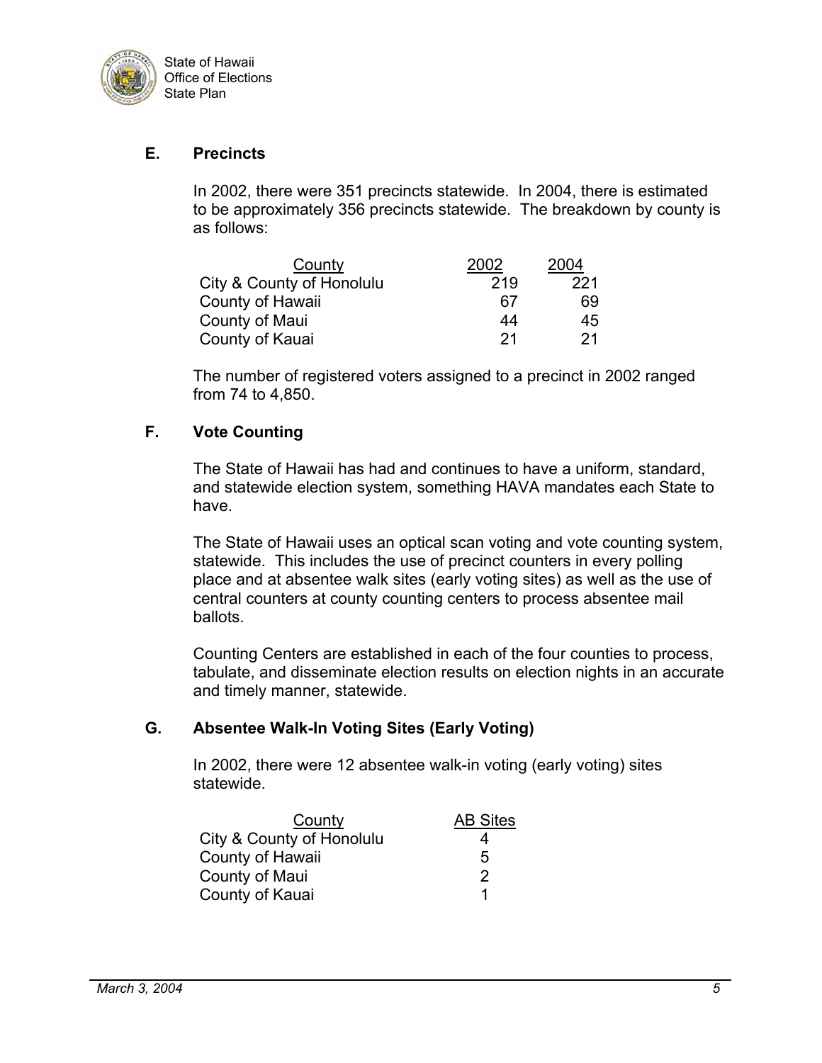### E. Precincts

In 2002, there were 351 precincts statewide. In 2004, there is estimated to be approximately 356 precincts statewide. The breakdown by county is as follows:

| County | 2002 | 2004 |
|---|---|---|
| City & County of Honolulu | 219 | 221 |
| County of Hawaii | 67 | 69 |
| County of Maui | 44 | 45 |
| County of Kauai | 21 | 21 |

The number of registered voters assigned to a precinct in 2002 ranged from 74 to 4,850.

### F. Vote Counting

The State of Hawaii has had and continues to have a uniform, standard, and statewide election system, something HAVA mandates each State to have.

The State of Hawaii uses an optical scan voting and vote counting system, statewide. This includes the use of precinct counters in every polling place and at absentee walk sites (early voting sites) as well as the use of central counters at county counting centers to process absentee mail ballots.

Counting Centers are established in each of the four counties to process, tabulate, and disseminate election results on election nights in an accurate and timely manner, statewide.

### G. Absentee Walk-In Voting Sites (Early Voting)

In 2002, there were 12 absentee walk-in voting (early voting) sites statewide.

| County | AB Sites |
|---|---|
| City & County of Honolulu | 4 |
| County of Hawaii | 5 |
| County of Maui | 2 |
| County of Kauai | 1 |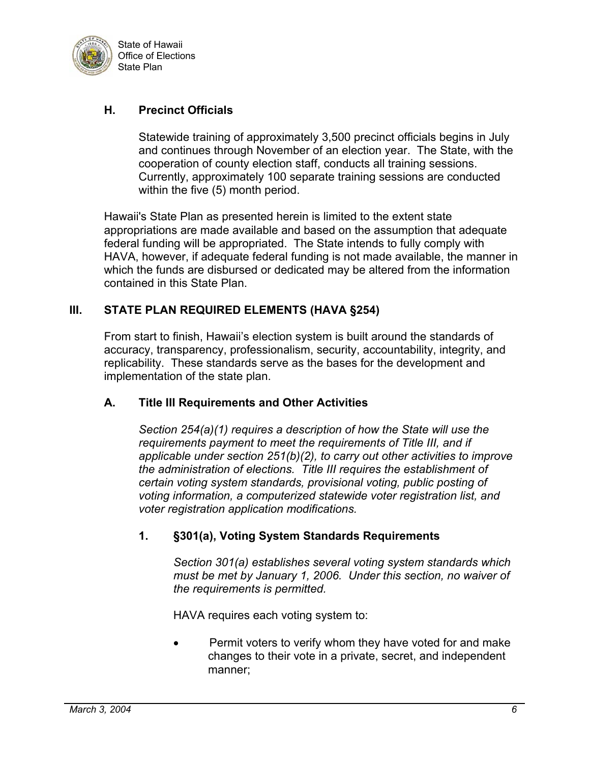### H. Precinct Officials

Statewide training of approximately 3,500 precinct officials begins in July and continues through November of an election year. The State, with the cooperation of county election staff, conducts all training sessions. Currently, approximately 100 separate training sessions are conducted within the five (5) month period.

Hawaii's State Plan as presented herein is limited to the extent state appropriations are made available and based on the assumption that adequate federal funding will be appropriated. The State intends to fully comply with HAVA, however, if adequate federal funding is not made available, the manner in which the funds are disbursed or dedicated may be altered from the information contained in this State Plan.

## III. STATE PLAN REQUIRED ELEMENTS (HAVA §254)

From start to finish, Hawaii's election system is built around the standards of accuracy, transparency, professionalism, security, accountability, integrity, and replicability. These standards serve as the bases for the development and implementation of the state plan.

### A. Title III Requirements and Other Activities

*Section 254(a)(1) requires a description of how the State will use the requirements payment to meet the requirements of Title III, and if applicable under section 251(b)(2), to carry out other activities to improve the administration of elections. Title III requires the establishment of certain voting system standards, provisional voting, public posting of voting information, a computerized statewide voter registration list, and voter registration application modifications.*

#### 1. §301(a), Voting System Standards Requirements

*Section 301(a) establishes several voting system standards which must be met by January 1, 2006. Under this section, no waiver of the requirements is permitted.*

HAVA requires each voting system to:

- Permit voters to verify whom they have voted for and make changes to their vote in a private, secret, and independent manner;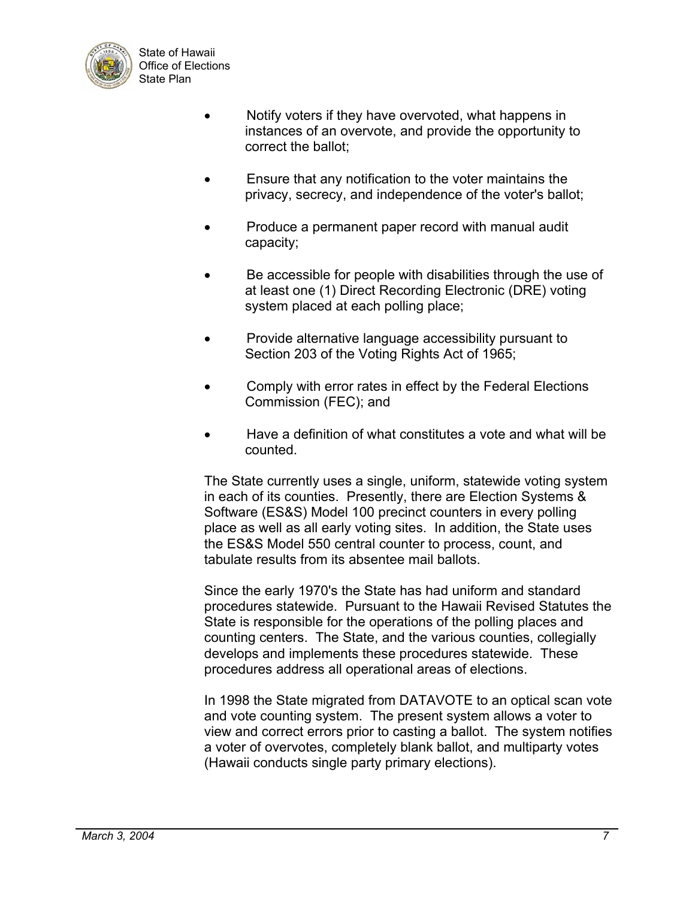- Notify voters if they have overvoted, what happens in instances of an overvote, and provide the opportunity to correct the ballot;

- Ensure that any notification to the voter maintains the privacy, secrecy, and independence of the voter's ballot;

- Produce a permanent paper record with manual audit capacity;

- Be accessible for people with disabilities through the use of at least one (1) Direct Recording Electronic (DRE) voting system placed at each polling place;

- Provide alternative language accessibility pursuant to Section 203 of the Voting Rights Act of 1965;

- Comply with error rates in effect by the Federal Elections Commission (FEC); and

- Have a definition of what constitutes a vote and what will be counted.

The State currently uses a single, uniform, statewide voting system in each of its counties. Presently, there are Election Systems & Software (ES&S) Model 100 precinct counters in every polling place as well as all early voting sites. In addition, the State uses the ES&S Model 550 central counter to process, count, and tabulate results from its absentee mail ballots.

Since the early 1970's the State has had uniform and standard procedures statewide. Pursuant to the Hawaii Revised Statutes the State is responsible for the operations of the polling places and counting centers. The State, and the various counties, collegially develops and implements these procedures statewide. These procedures address all operational areas of elections.

In 1998 the State migrated from DATAVOTE to an optical scan vote and vote counting system. The present system allows a voter to view and correct errors prior to casting a ballot. The system notifies a voter of overvotes, completely blank ballot, and multiparty votes (Hawaii conducts single party primary elections).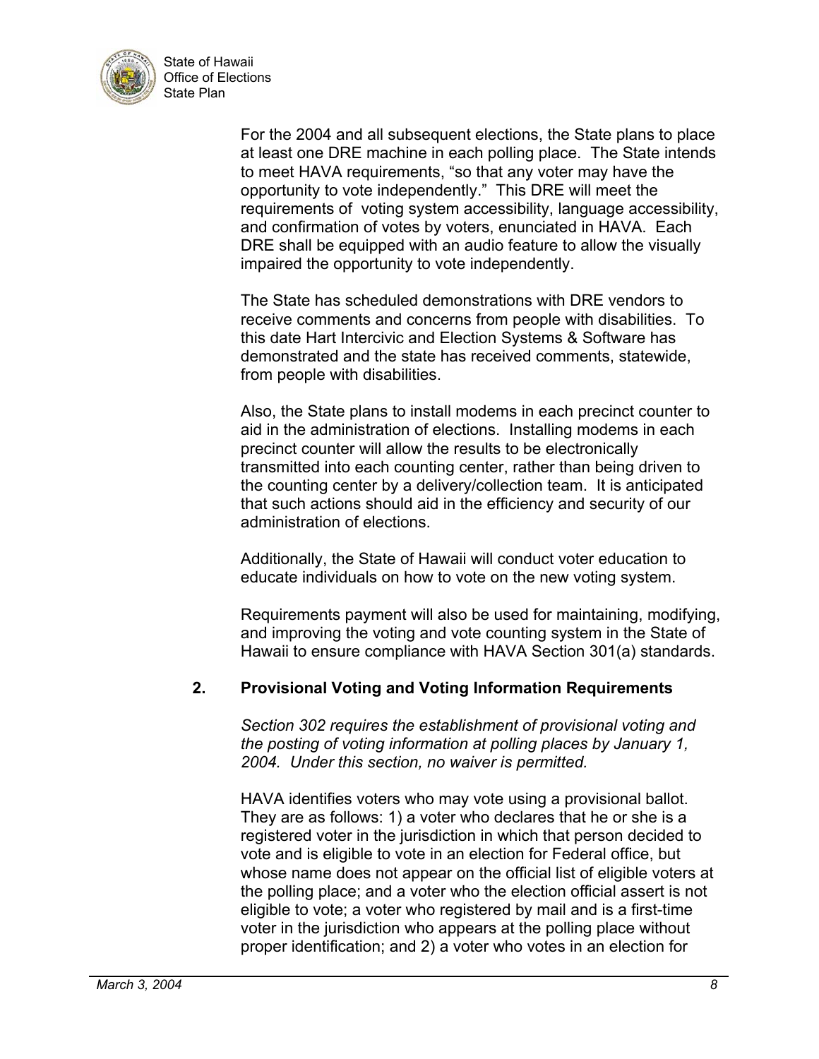For the 2004 and all subsequent elections, the State plans to place at least one DRE machine in each polling place. The State intends to meet HAVA requirements, "so that any voter may have the opportunity to vote independently." This DRE will meet the requirements of voting system accessibility, language accessibility, and confirmation of votes by voters, enunciated in HAVA. Each DRE shall be equipped with an audio feature to allow the visually impaired the opportunity to vote independently.

The State has scheduled demonstrations with DRE vendors to receive comments and concerns from people with disabilities. To this date Hart Intercivic and Election Systems & Software has demonstrated and the state has received comments, statewide, from people with disabilities.

Also, the State plans to install modems in each precinct counter to aid in the administration of elections. Installing modems in each precinct counter will allow the results to be electronically transmitted into each counting center, rather than being driven to the counting center by a delivery/collection team. It is anticipated that such actions should aid in the efficiency and security of our administration of elections.

Additionally, the State of Hawaii will conduct voter education to educate individuals on how to vote on the new voting system.

Requirements payment will also be used for maintaining, modifying, and improving the voting and vote counting system in the State of Hawaii to ensure compliance with HAVA Section 301(a) standards.

## 2. Provisional Voting and Voting Information Requirements

*Section 302 requires the establishment of provisional voting and the posting of voting information at polling places by January 1, 2004. Under this section, no waiver is permitted.*

HAVA identifies voters who may vote using a provisional ballot. They are as follows: 1) a voter who declares that he or she is a registered voter in the jurisdiction in which that person decided to vote and is eligible to vote in an election for Federal office, but whose name does not appear on the official list of eligible voters at the polling place; and a voter who the election official assert is not eligible to vote; a voter who registered by mail and is a first-time voter in the jurisdiction who appears at the polling place without proper identification; and 2) a voter who votes in an election for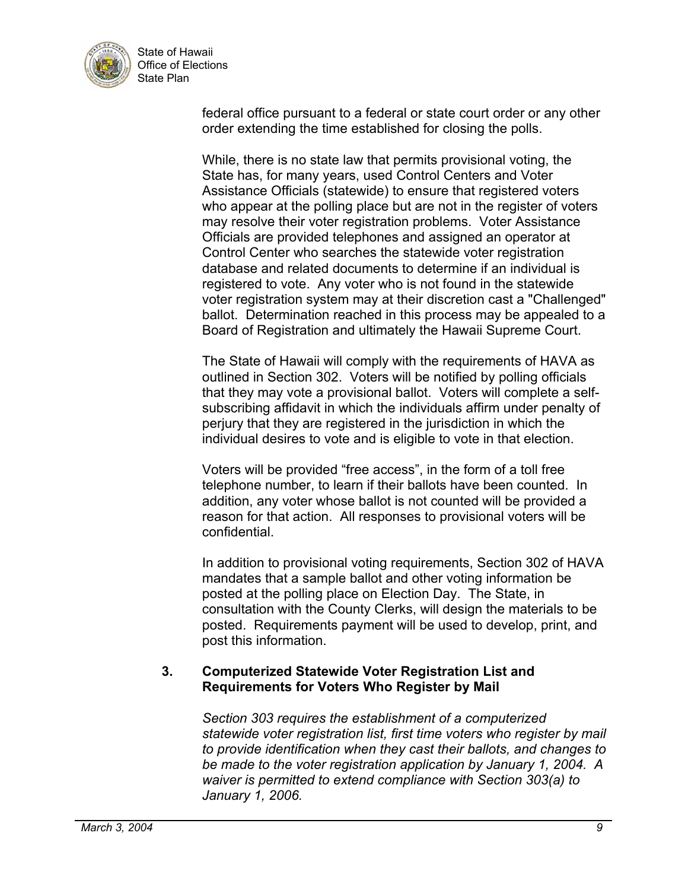federal office pursuant to a federal or state court order or any other order extending the time established for closing the polls.

While, there is no state law that permits provisional voting, the State has, for many years, used Control Centers and Voter Assistance Officials (statewide) to ensure that registered voters who appear at the polling place but are not in the register of voters may resolve their voter registration problems. Voter Assistance Officials are provided telephones and assigned an operator at Control Center who searches the statewide voter registration database and related documents to determine if an individual is registered to vote. Any voter who is not found in the statewide voter registration system may at their discretion cast a "Challenged" ballot. Determination reached in this process may be appealed to a Board of Registration and ultimately the Hawaii Supreme Court.

The State of Hawaii will comply with the requirements of HAVA as outlined in Section 302. Voters will be notified by polling officials that they may vote a provisional ballot. Voters will complete a self-subscribing affidavit in which the individuals affirm under penalty of perjury that they are registered in the jurisdiction in which the individual desires to vote and is eligible to vote in that election.

Voters will be provided "free access", in the form of a toll free telephone number, to learn if their ballots have been counted. In addition, any voter whose ballot is not counted will be provided a reason for that action. All responses to provisional voters will be confidential.

In addition to provisional voting requirements, Section 302 of HAVA mandates that a sample ballot and other voting information be posted at the polling place on Election Day. The State, in consultation with the County Clerks, will design the materials to be posted. Requirements payment will be used to develop, print, and post this information.

### 3. Computerized Statewide Voter Registration List and Requirements for Voters Who Register by Mail

*Section 303 requires the establishment of a computerized statewide voter registration list, first time voters who register by mail to provide identification when they cast their ballots, and changes to be made to the voter registration application by January 1, 2004. A waiver is permitted to extend compliance with Section 303(a) to January 1, 2006.*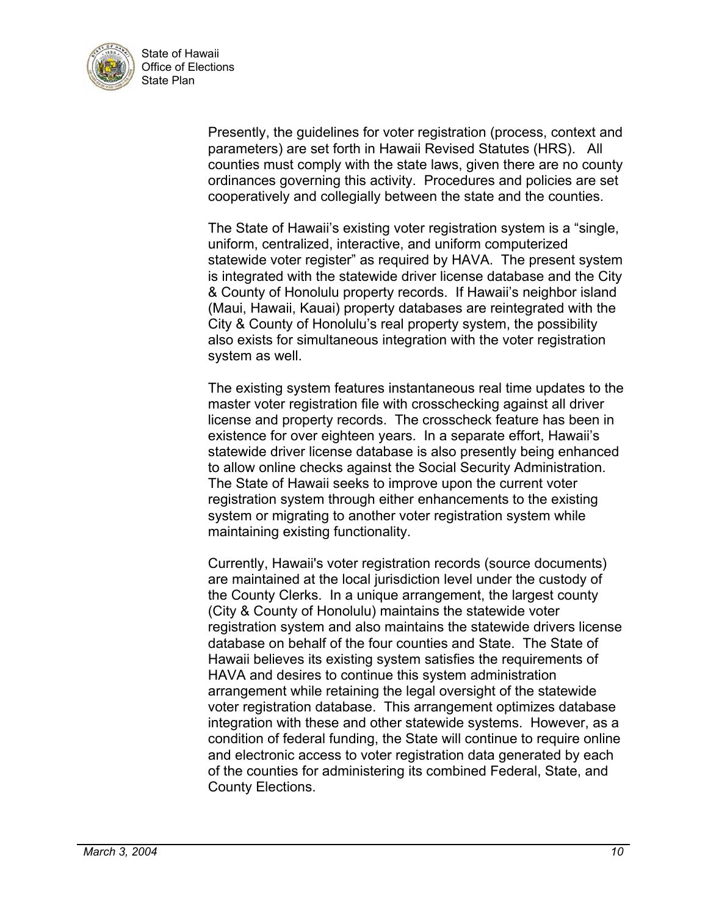Presently, the guidelines for voter registration (process, context and parameters) are set forth in Hawaii Revised Statutes (HRS). All counties must comply with the state laws, given there are no county ordinances governing this activity. Procedures and policies are set cooperatively and collegially between the state and the counties.

The State of Hawaii's existing voter registration system is a "single, uniform, centralized, interactive, and uniform computerized statewide voter register" as required by HAVA. The present system is integrated with the statewide driver license database and the City & County of Honolulu property records. If Hawaii's neighbor island (Maui, Hawaii, Kauai) property databases are reintegrated with the City & County of Honolulu's real property system, the possibility also exists for simultaneous integration with the voter registration system as well.

The existing system features instantaneous real time updates to the master voter registration file with crosschecking against all driver license and property records. The crosscheck feature has been in existence for over eighteen years. In a separate effort, Hawaii's statewide driver license database is also presently being enhanced to allow online checks against the Social Security Administration. The State of Hawaii seeks to improve upon the current voter registration system through either enhancements to the existing system or migrating to another voter registration system while maintaining existing functionality.

Currently, Hawaii's voter registration records (source documents) are maintained at the local jurisdiction level under the custody of the County Clerks. In a unique arrangement, the largest county (City & County of Honolulu) maintains the statewide voter registration system and also maintains the statewide drivers license database on behalf of the four counties and State. The State of Hawaii believes its existing system satisfies the requirements of HAVA and desires to continue this system administration arrangement while retaining the legal oversight of the statewide voter registration database. This arrangement optimizes database integration with these and other statewide systems. However, as a condition of federal funding, the State will continue to require online and electronic access to voter registration data generated by each of the counties for administering its combined Federal, State, and County Elections.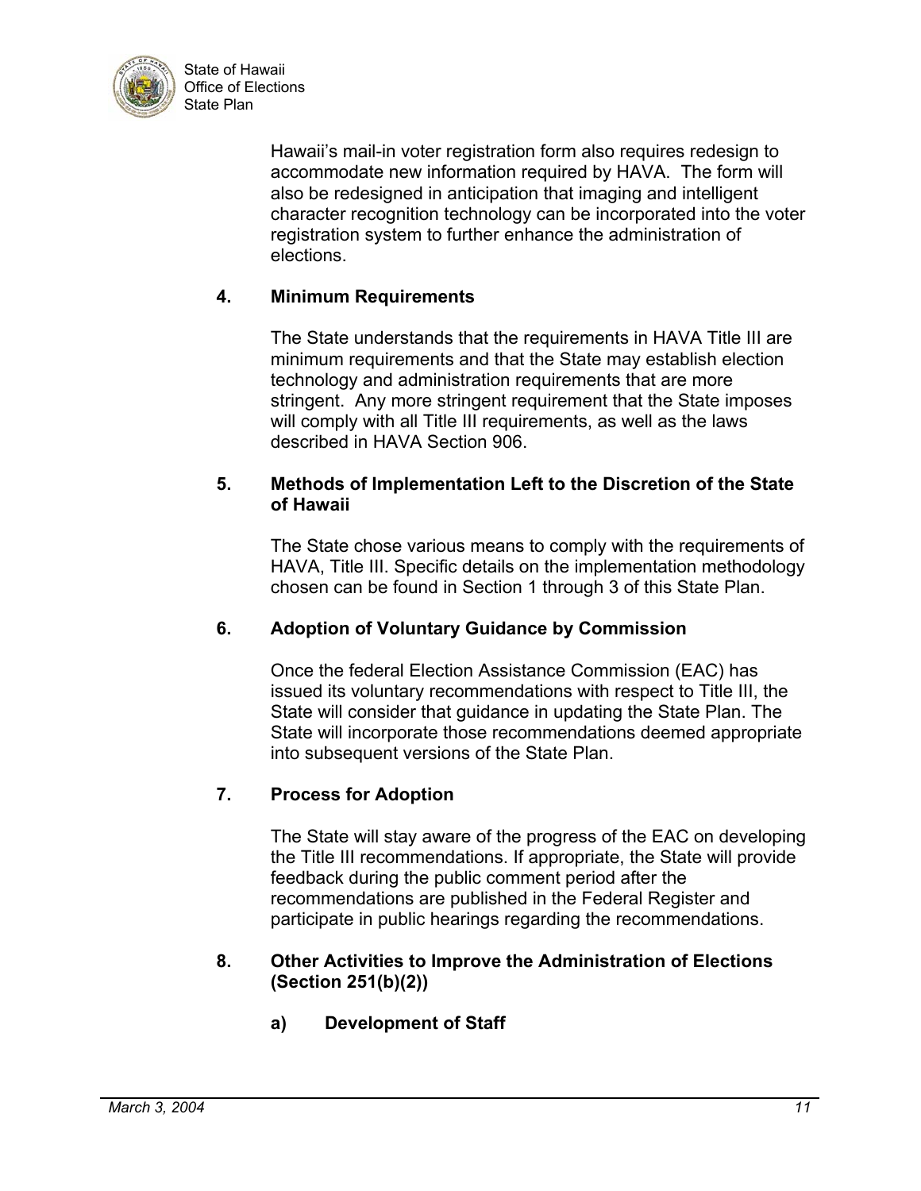Hawaii's mail-in voter registration form also requires redesign to accommodate new information required by HAVA. The form will also be redesigned in anticipation that imaging and intelligent character recognition technology can be incorporated into the voter registration system to further enhance the administration of elections.

### 4. Minimum Requirements

The State understands that the requirements in HAVA Title III are minimum requirements and that the State may establish election technology and administration requirements that are more stringent. Any more stringent requirement that the State imposes will comply with all Title III requirements, as well as the laws described in HAVA Section 906.

### 5. Methods of Implementation Left to the Discretion of the State of Hawaii

The State chose various means to comply with the requirements of HAVA, Title III. Specific details on the implementation methodology chosen can be found in Section 1 through 3 of this State Plan.

### 6. Adoption of Voluntary Guidance by Commission

Once the federal Election Assistance Commission (EAC) has issued its voluntary recommendations with respect to Title III, the State will consider that guidance in updating the State Plan. The State will incorporate those recommendations deemed appropriate into subsequent versions of the State Plan.

### 7. Process for Adoption

The State will stay aware of the progress of the EAC on developing the Title III recommendations. If appropriate, the State will provide feedback during the public comment period after the recommendations are published in the Federal Register and participate in public hearings regarding the recommendations.

### 8. Other Activities to Improve the Administration of Elections (Section 251(b)(2))

#### a) Development of Staff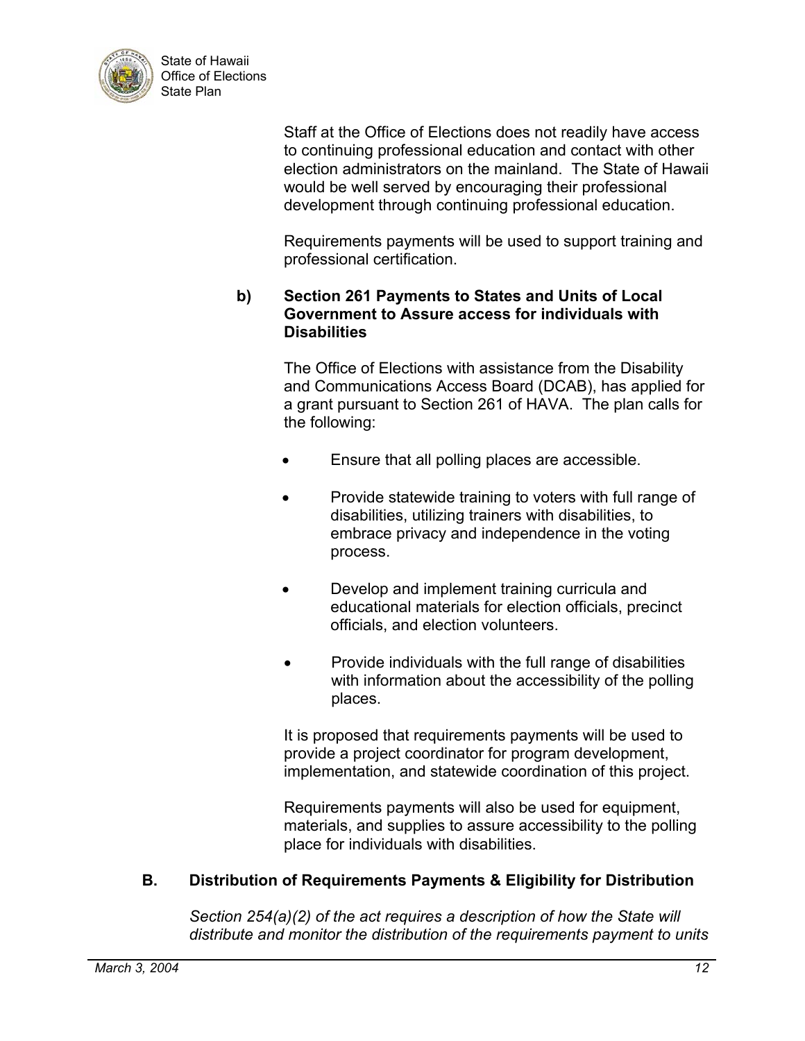Staff at the Office of Elections does not readily have access to continuing professional education and contact with other election administrators on the mainland. The State of Hawaii would be well served by encouraging their professional development through continuing professional education.

Requirements payments will be used to support training and professional certification.

**b) Section 261 Payments to States and Units of Local Government to Assure access for individuals with Disabilities**

The Office of Elections with assistance from the Disability and Communications Access Board (DCAB), has applied for a grant pursuant to Section 261 of HAVA. The plan calls for the following:

- Ensure that all polling places are accessible.
- Provide statewide training to voters with full range of disabilities, utilizing trainers with disabilities, to embrace privacy and independence in the voting process.
- Develop and implement training curricula and educational materials for election officials, precinct officials, and election volunteers.
- Provide individuals with the full range of disabilities with information about the accessibility of the polling places.

It is proposed that requirements payments will be used to provide a project coordinator for program development, implementation, and statewide coordination of this project.

Requirements payments will also be used for equipment, materials, and supplies to assure accessibility to the polling place for individuals with disabilities.

## B. Distribution of Requirements Payments & Eligibility for Distribution

*Section 254(a)(2) of the act requires a description of how the State will distribute and monitor the distribution of the requirements payment to units*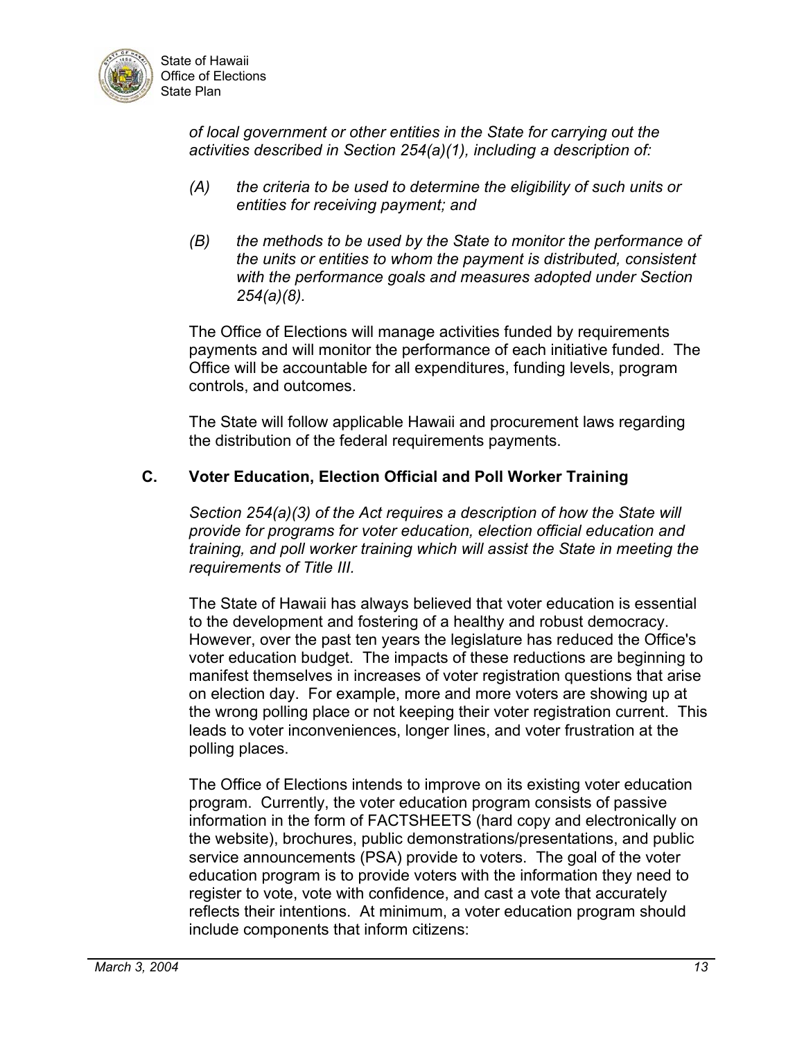*of local government or other entities in the State for carrying out the activities described in Section 254(a)(1), including a description of:*

*(A) the criteria to be used to determine the eligibility of such units or entities for receiving payment; and*

*(B) the methods to be used by the State to monitor the performance of the units or entities to whom the payment is distributed, consistent with the performance goals and measures adopted under Section 254(a)(8).*

The Office of Elections will manage activities funded by requirements payments and will monitor the performance of each initiative funded. The Office will be accountable for all expenditures, funding levels, program controls, and outcomes.

The State will follow applicable Hawaii and procurement laws regarding the distribution of the federal requirements payments.

## C. Voter Education, Election Official and Poll Worker Training

*Section 254(a)(3) of the Act requires a description of how the State will provide for programs for voter education, election official education and training, and poll worker training which will assist the State in meeting the requirements of Title III.*

The State of Hawaii has always believed that voter education is essential to the development and fostering of a healthy and robust democracy. However, over the past ten years the legislature has reduced the Office's voter education budget. The impacts of these reductions are beginning to manifest themselves in increases of voter registration questions that arise on election day. For example, more and more voters are showing up at the wrong polling place or not keeping their voter registration current. This leads to voter inconveniences, longer lines, and voter frustration at the polling places.

The Office of Elections intends to improve on its existing voter education program. Currently, the voter education program consists of passive information in the form of FACTSHEETS (hard copy and electronically on the website), brochures, public demonstrations/presentations, and public service announcements (PSA) provide to voters. The goal of the voter education program is to provide voters with the information they need to register to vote, vote with confidence, and cast a vote that accurately reflects their intentions. At minimum, a voter education program should include components that inform citizens: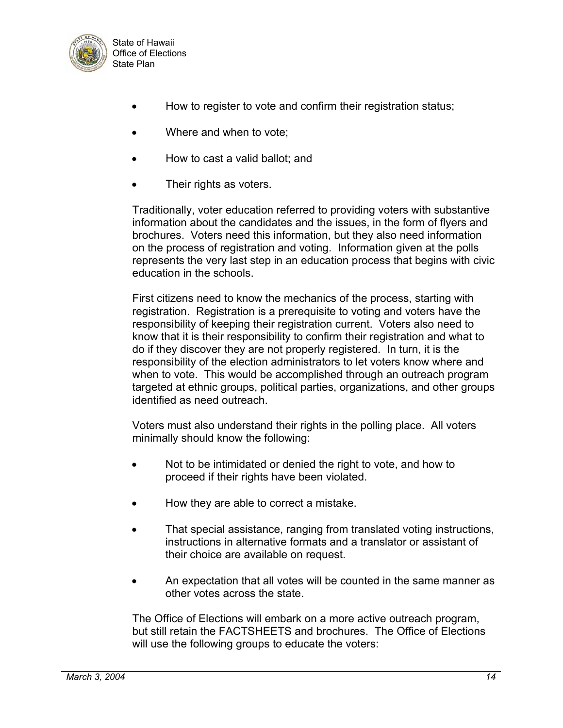- How to register to vote and confirm their registration status;
- Where and when to vote;
- How to cast a valid ballot; and
- Their rights as voters.

Traditionally, voter education referred to providing voters with substantive information about the candidates and the issues, in the form of flyers and brochures. Voters need this information, but they also need information on the process of registration and voting. Information given at the polls represents the very last step in an education process that begins with civic education in the schools.

First citizens need to know the mechanics of the process, starting with registration. Registration is a prerequisite to voting and voters have the responsibility of keeping their registration current. Voters also need to know that it is their responsibility to confirm their registration and what to do if they discover they are not properly registered. In turn, it is the responsibility of the election administrators to let voters know where and when to vote. This would be accomplished through an outreach program targeted at ethnic groups, political parties, organizations, and other groups identified as need outreach.

Voters must also understand their rights in the polling place. All voters minimally should know the following:

- Not to be intimidated or denied the right to vote, and how to proceed if their rights have been violated.
- How they are able to correct a mistake.
- That special assistance, ranging from translated voting instructions, instructions in alternative formats and a translator or assistant of their choice are available on request.
- An expectation that all votes will be counted in the same manner as other votes across the state.

The Office of Elections will embark on a more active outreach program, but still retain the FACTSHEETS and brochures. The Office of Elections will use the following groups to educate the voters: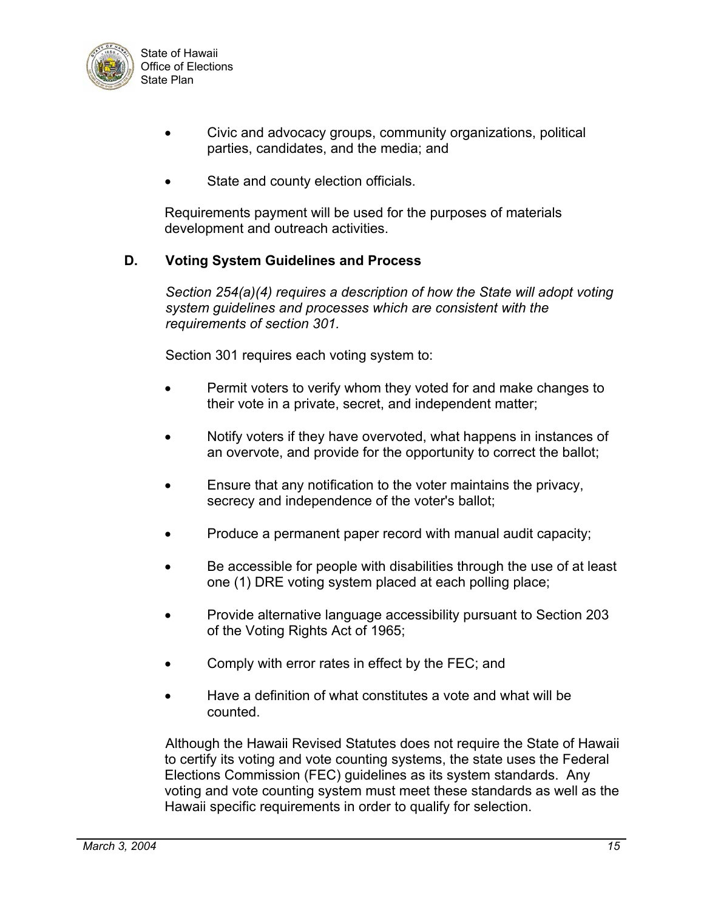- Civic and advocacy groups, community organizations, political parties, candidates, and the media; and
- State and county election officials.

Requirements payment will be used for the purposes of materials development and outreach activities.

### D. Voting System Guidelines and Process

*Section 254(a)(4) requires a description of how the State will adopt voting system guidelines and processes which are consistent with the requirements of section 301.*

Section 301 requires each voting system to:

- Permit voters to verify whom they voted for and make changes to their vote in a private, secret, and independent matter;
- Notify voters if they have overvoted, what happens in instances of an overvote, and provide for the opportunity to correct the ballot;
- Ensure that any notification to the voter maintains the privacy, secrecy and independence of the voter's ballot;
- Produce a permanent paper record with manual audit capacity;
- Be accessible for people with disabilities through the use of at least one (1) DRE voting system placed at each polling place;
- Provide alternative language accessibility pursuant to Section 203 of the Voting Rights Act of 1965;
- Comply with error rates in effect by the FEC; and
- Have a definition of what constitutes a vote and what will be counted.

Although the Hawaii Revised Statutes does not require the State of Hawaii to certify its voting and vote counting systems, the state uses the Federal Elections Commission (FEC) guidelines as its system standards. Any voting and vote counting system must meet these standards as well as the Hawaii specific requirements in order to qualify for selection.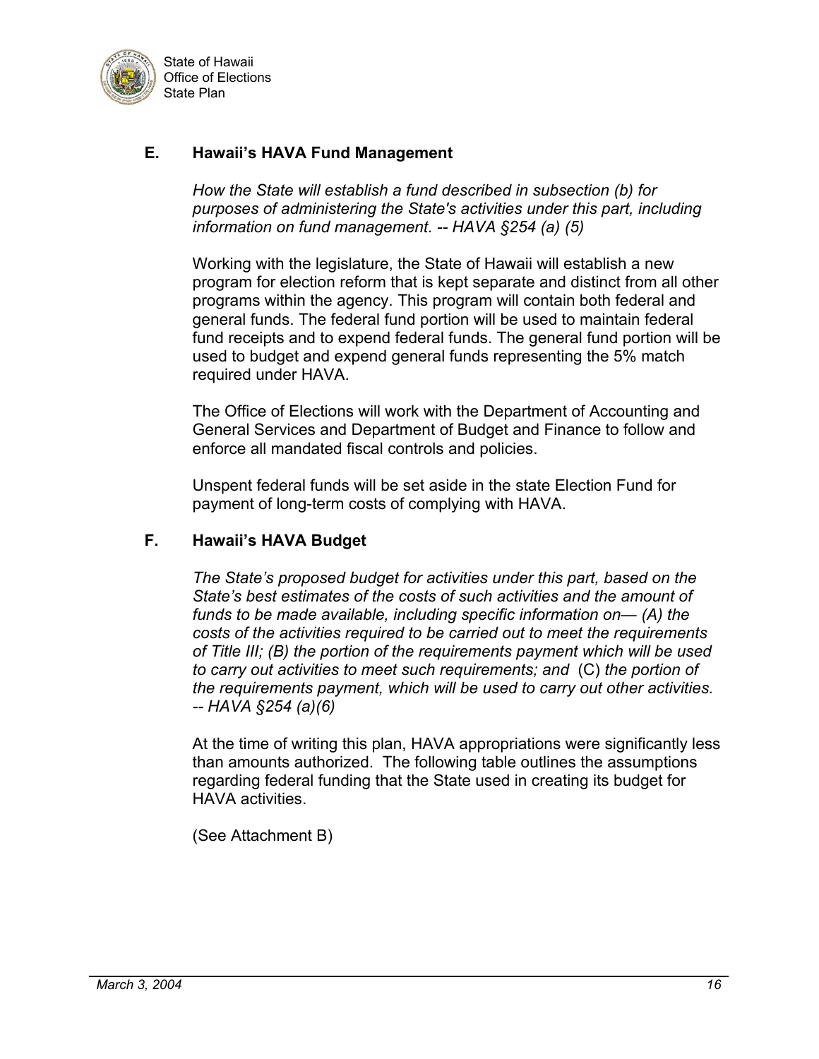## E. Hawaii's HAVA Fund Management

*How the State will establish a fund described in subsection (b) for purposes of administering the State's activities under this part, including information on fund management. -- HAVA §254 (a) (5)*

Working with the legislature, the State of Hawaii will establish a new program for election reform that is kept separate and distinct from all other programs within the agency. This program will contain both federal and general funds. The federal fund portion will be used to maintain federal fund receipts and to expend federal funds. The general fund portion will be used to budget and expend general funds representing the 5% match required under HAVA.

The Office of Elections will work with the Department of Accounting and General Services and Department of Budget and Finance to follow and enforce all mandated fiscal controls and policies.

Unspent federal funds will be set aside in the state Election Fund for payment of long-term costs of complying with HAVA.

## F. Hawaii's HAVA Budget

*The State's proposed budget for activities under this part, based on the State's best estimates of the costs of such activities and the amount of funds to be made available, including specific information on— (A) the costs of the activities required to be carried out to meet the requirements of Title III; (B) the portion of the requirements payment which will be used to carry out activities to meet such requirements; and* (C) *the portion of the requirements payment, which will be used to carry out other activities. -- HAVA §254 (a)(6)*

At the time of writing this plan, HAVA appropriations were significantly less than amounts authorized. The following table outlines the assumptions regarding federal funding that the State used in creating its budget for HAVA activities.

(See Attachment B)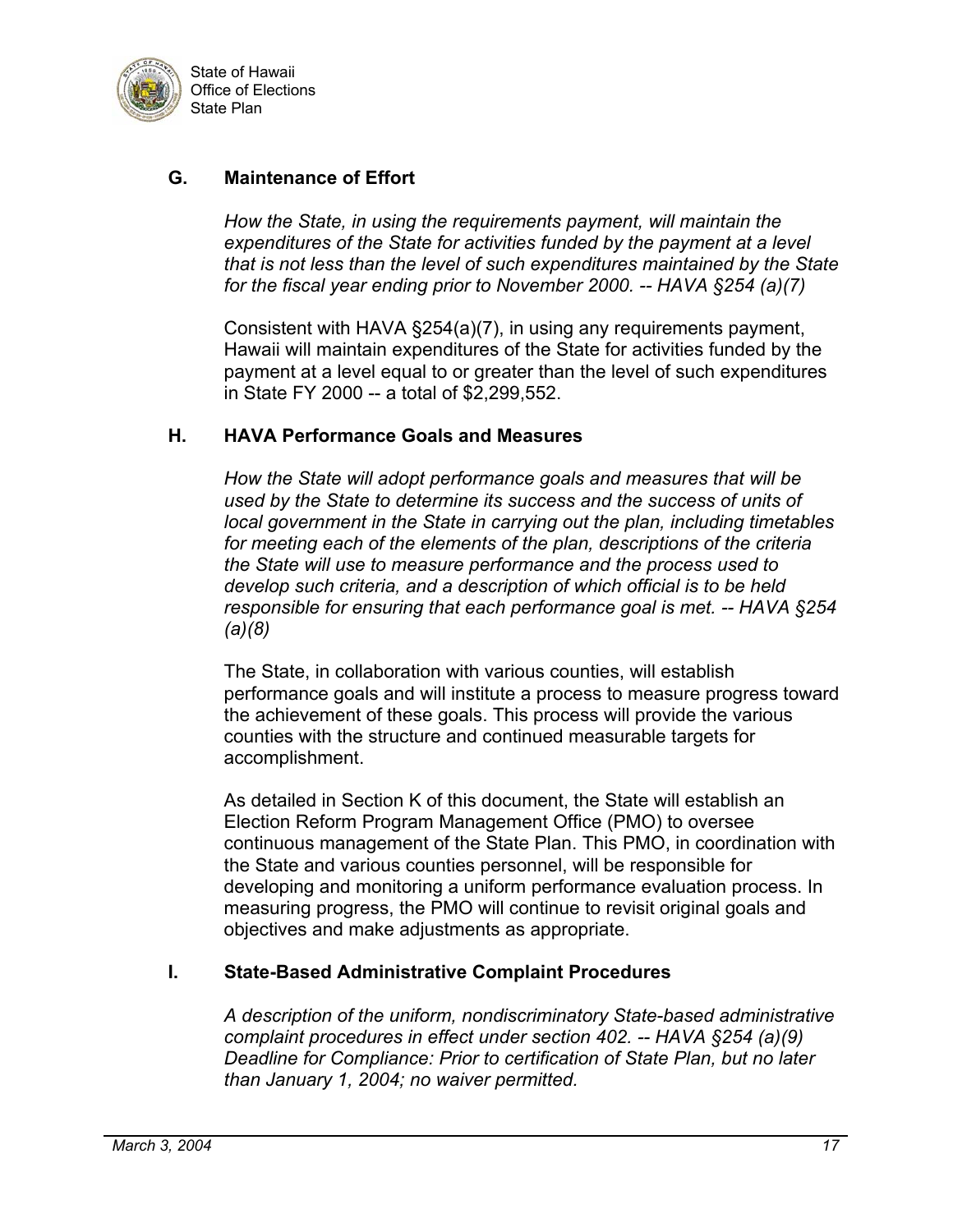## G. Maintenance of Effort

*How the State, in using the requirements payment, will maintain the expenditures of the State for activities funded by the payment at a level that is not less than the level of such expenditures maintained by the State for the fiscal year ending prior to November 2000. -- HAVA §254 (a)(7)*

Consistent with HAVA §254(a)(7), in using any requirements payment, Hawaii will maintain expenditures of the State for activities funded by the payment at a level equal to or greater than the level of such expenditures in State FY 2000 -- a total of $2,299,552.

## H. HAVA Performance Goals and Measures

*How the State will adopt performance goals and measures that will be used by the State to determine its success and the success of units of local government in the State in carrying out the plan, including timetables for meeting each of the elements of the plan, descriptions of the criteria the State will use to measure performance and the process used to develop such criteria, and a description of which official is to be held responsible for ensuring that each performance goal is met. -- HAVA §254 (a)(8)*

The State, in collaboration with various counties, will establish performance goals and will institute a process to measure progress toward the achievement of these goals. This process will provide the various counties with the structure and continued measurable targets for accomplishment.

As detailed in Section K of this document, the State will establish an Election Reform Program Management Office (PMO) to oversee continuous management of the State Plan. This PMO, in coordination with the State and various counties personnel, will be responsible for developing and monitoring a uniform performance evaluation process. In measuring progress, the PMO will continue to revisit original goals and objectives and make adjustments as appropriate.

## I. State-Based Administrative Complaint Procedures

*A description of the uniform, nondiscriminatory State-based administrative complaint procedures in effect under section 402. -- HAVA §254 (a)(9)*
*Deadline for Compliance: Prior to certification of State Plan, but no later than January 1, 2004; no waiver permitted.*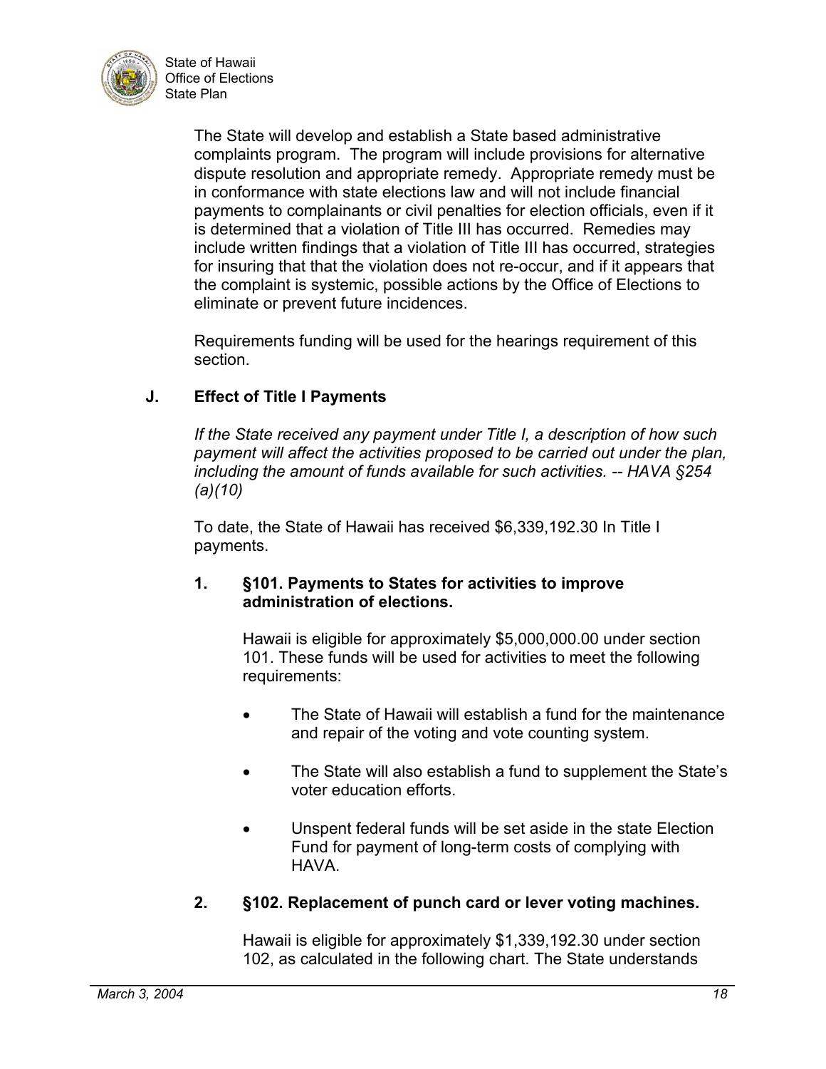The State will develop and establish a State based administrative complaints program. The program will include provisions for alternative dispute resolution and appropriate remedy. Appropriate remedy must be in conformance with state elections law and will not include financial payments to complainants or civil penalties for election officials, even if it is determined that a violation of Title III has occurred. Remedies may include written findings that a violation of Title III has occurred, strategies for insuring that that the violation does not re-occur, and if it appears that the complaint is systemic, possible actions by the Office of Elections to eliminate or prevent future incidences.

Requirements funding will be used for the hearings requirement of this section.

## J. Effect of Title I Payments

*If the State received any payment under Title I, a description of how such payment will affect the activities proposed to be carried out under the plan, including the amount of funds available for such activities. -- HAVA §254 (a)(10)*

To date, the State of Hawaii has received $6,339,192.30 In Title I payments.

### 1. §101. Payments to States for activities to improve administration of elections.

Hawaii is eligible for approximately $5,000,000.00 under section 101. These funds will be used for activities to meet the following requirements:

- The State of Hawaii will establish a fund for the maintenance and repair of the voting and vote counting system.
- The State will also establish a fund to supplement the State's voter education efforts.
- Unspent federal funds will be set aside in the state Election Fund for payment of long-term costs of complying with HAVA.

### 2. §102. Replacement of punch card or lever voting machines.

Hawaii is eligible for approximately $1,339,192.30 under section 102, as calculated in the following chart. The State understands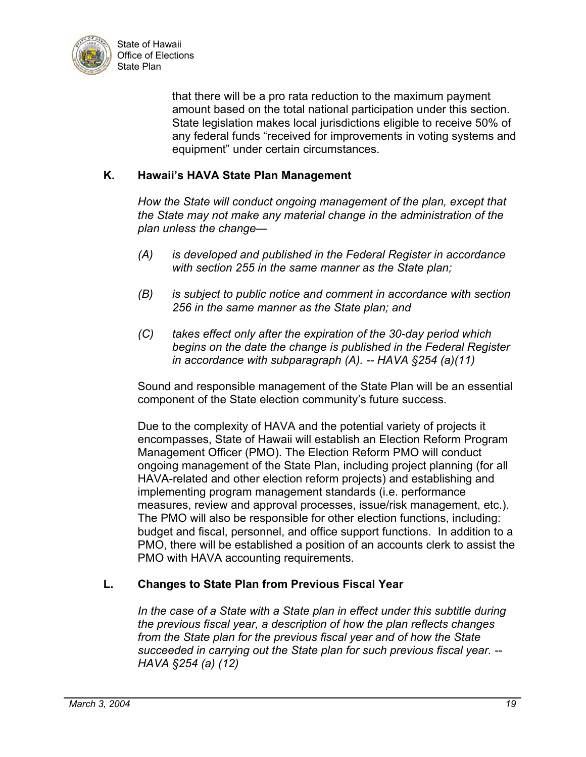that there will be a pro rata reduction to the maximum payment amount based on the total national participation under this section. State legislation makes local jurisdictions eligible to receive 50% of any federal funds "received for improvements in voting systems and equipment" under certain circumstances.

## K. Hawaii's HAVA State Plan Management

*How the State will conduct ongoing management of the plan, except that the State may not make any material change in the administration of the plan unless the change—*

*(A) is developed and published in the Federal Register in accordance with section 255 in the same manner as the State plan;*

*(B) is subject to public notice and comment in accordance with section 256 in the same manner as the State plan; and*

*(C) takes effect only after the expiration of the 30-day period which begins on the date the change is published in the Federal Register in accordance with subparagraph (A). -- HAVA §254 (a)(11)*

Sound and responsible management of the State Plan will be an essential component of the State election community's future success.

Due to the complexity of HAVA and the potential variety of projects it encompasses, State of Hawaii will establish an Election Reform Program Management Officer (PMO). The Election Reform PMO will conduct ongoing management of the State Plan, including project planning (for all HAVA-related and other election reform projects) and establishing and implementing program management standards (i.e. performance measures, review and approval processes, issue/risk management, etc.). The PMO will also be responsible for other election functions, including: budget and fiscal, personnel, and office support functions. In addition to a PMO, there will be established a position of an accounts clerk to assist the PMO with HAVA accounting requirements.

## L. Changes to State Plan from Previous Fiscal Year

*In the case of a State with a State plan in effect under this subtitle during the previous fiscal year, a description of how the plan reflects changes from the State plan for the previous fiscal year and of how the State succeeded in carrying out the State plan for such previous fiscal year. -- HAVA §254 (a) (12)*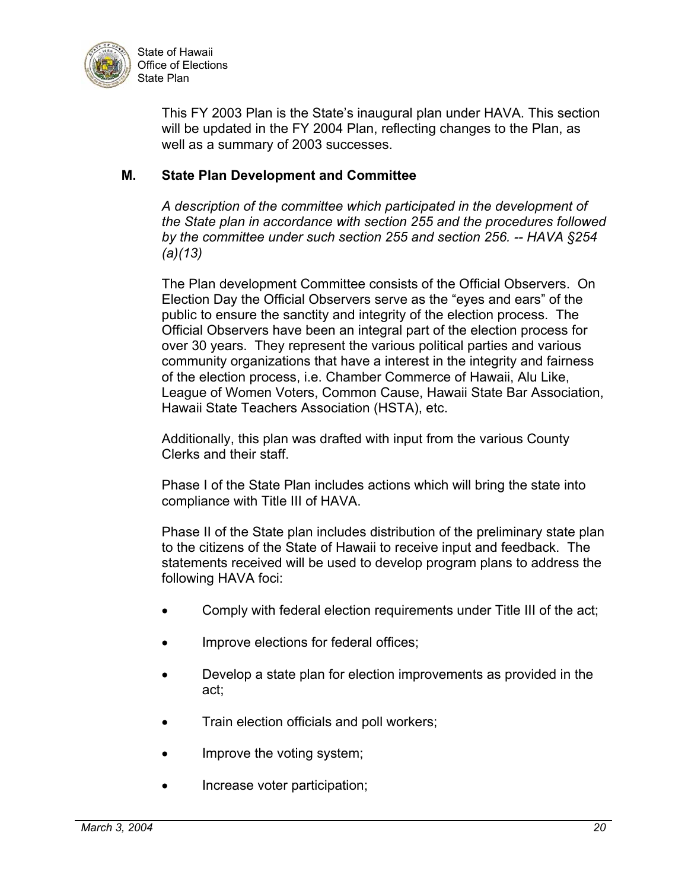This FY 2003 Plan is the State's inaugural plan under HAVA. This section will be updated in the FY 2004 Plan, reflecting changes to the Plan, as well as a summary of 2003 successes.

## M. State Plan Development and Committee

*A description of the committee which participated in the development of the State plan in accordance with section 255 and the procedures followed by the committee under such section 255 and section 256. -- HAVA §254 (a)(13)*

The Plan development Committee consists of the Official Observers. On Election Day the Official Observers serve as the "eyes and ears" of the public to ensure the sanctity and integrity of the election process. The Official Observers have been an integral part of the election process for over 30 years. They represent the various political parties and various community organizations that have a interest in the integrity and fairness of the election process, i.e. Chamber Commerce of Hawaii, Alu Like, League of Women Voters, Common Cause, Hawaii State Bar Association, Hawaii State Teachers Association (HSTA), etc.

Additionally, this plan was drafted with input from the various County Clerks and their staff.

Phase I of the State Plan includes actions which will bring the state into compliance with Title III of HAVA.

Phase II of the State plan includes distribution of the preliminary state plan to the citizens of the State of Hawaii to receive input and feedback. The statements received will be used to develop program plans to address the following HAVA foci:

- Comply with federal election requirements under Title III of the act;
- Improve elections for federal offices;
- Develop a state plan for election improvements as provided in the act;
- Train election officials and poll workers;
- Improve the voting system;
- Increase voter participation;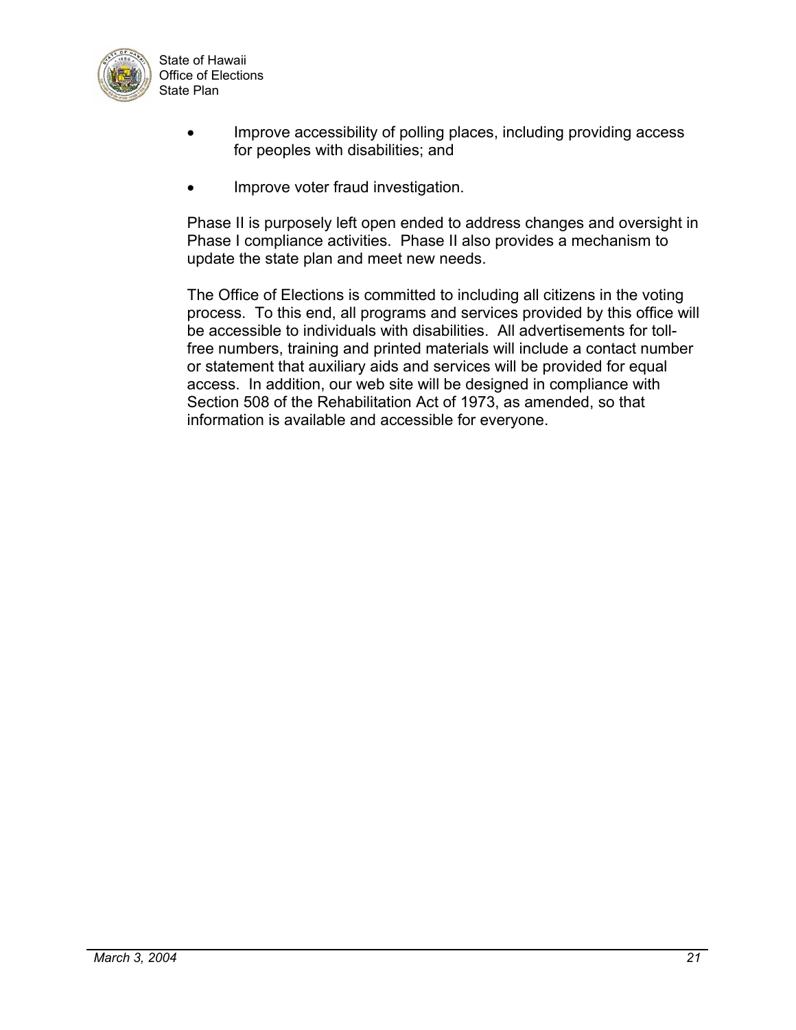- Improve accessibility of polling places, including providing access for peoples with disabilities; and

- Improve voter fraud investigation.

Phase II is purposely left open ended to address changes and oversight in Phase I compliance activities. Phase II also provides a mechanism to update the state plan and meet new needs.

The Office of Elections is committed to including all citizens in the voting process. To this end, all programs and services provided by this office will be accessible to individuals with disabilities. All advertisements for toll-free numbers, training and printed materials will include a contact number or statement that auxiliary aids and services will be provided for equal access. In addition, our web site will be designed in compliance with Section 508 of the Rehabilitation Act of 1973, as amended, so that information is available and accessible for everyone.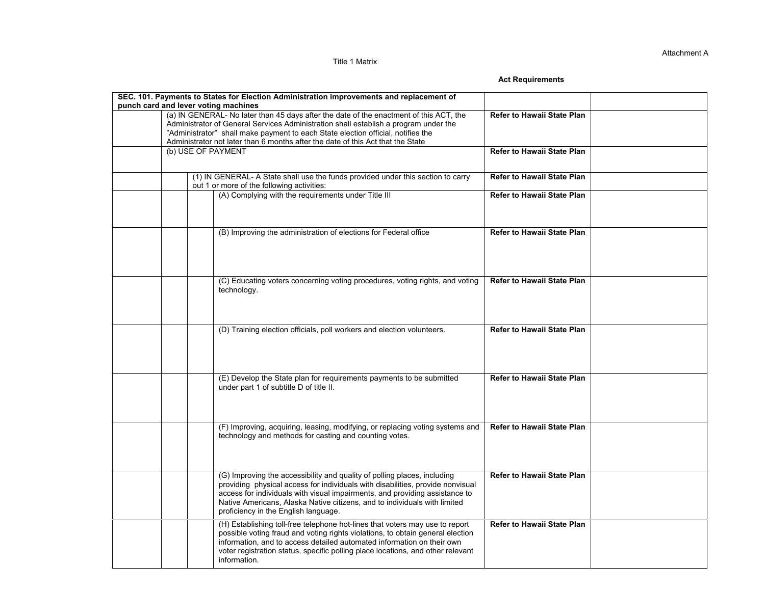Attachment A

Title 1 Matrix

**Act Requirements**

| **SEC. 101. Payments to States for Election Administration improvements and replacement of punch card and lever voting machines** | | | | | |
|---|---|---|---|---|---|
| | (a) IN GENERAL- No later than 45 days after the date of the enactment of this ACT, the Administrator of General Services Administration shall establish a program under the "Administrator" shall make payment to each State election official, notifies the Administrator not later than 6 months after the date of this Act that the State | | | **Refer to Hawaii State Plan** | |
| | (b) USE OF PAYMENT | | | **Refer to Hawaii State Plan** | |
| | | (1) IN GENERAL- A State shall use the funds provided under this section to carry out 1 or more of the following activities: | | **Refer to Hawaii State Plan** | |
| | | | (A) Complying with the requirements under Title III | **Refer to Hawaii State Plan** | |
| | | | (B) Improving the administration of elections for Federal office | **Refer to Hawaii State Plan** | |
| | | | (C) Educating voters concerning voting procedures, voting rights, and voting technology. | **Refer to Hawaii State Plan** | |
| | | | (D) Training election officials, poll workers and election volunteers. | **Refer to Hawaii State Plan** | |
| | | | (E) Develop the State plan for requirements payments to be submitted under part 1 of subtitle D of title II. | **Refer to Hawaii State Plan** | |
| | | | (F) Improving, acquiring, leasing, modifying, or replacing voting systems and technology and methods for casting and counting votes. | **Refer to Hawaii State Plan** | |
| | | | (G) Improving the accessibility and quality of polling places, including providing physical access for individuals with disabilities, provide nonvisual access for individuals with visual impairments, and providing assistance to Native Americans, Alaska Native citizens, and to individuals with limited proficiency in the English language. | **Refer to Hawaii State Plan** | |
| | | | (H) Establishing toll-free telephone hot-lines that voters may use to report possible voting fraud and voting rights violations, to obtain general election information, and to access detailed automated information on their own voter registration status, specific polling place locations, and other relevant information. | **Refer to Hawaii State Plan** | |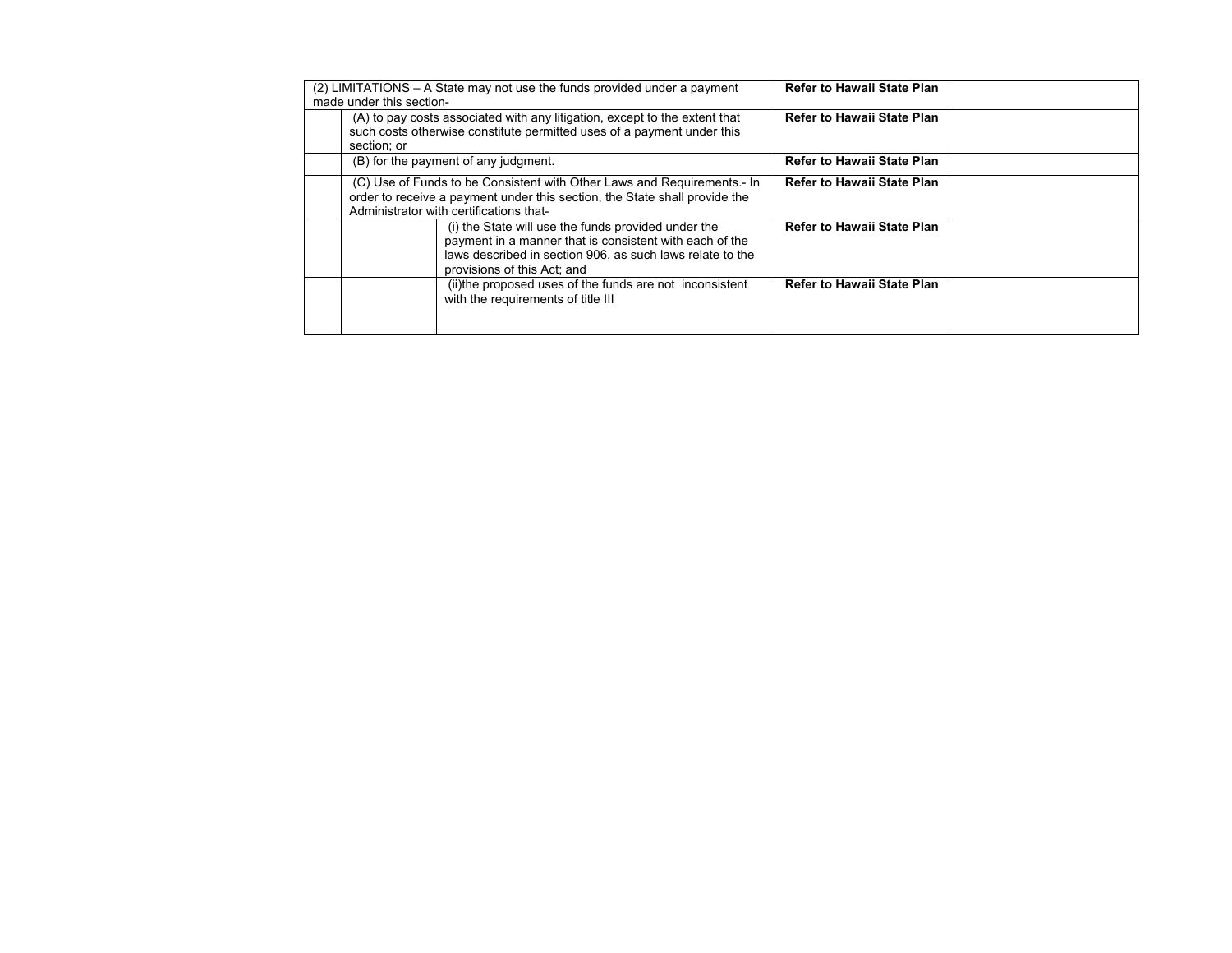| | | | | |
|---|---|---|---|---|
| (2) LIMITATIONS – A State may not use the funds provided under a payment made under this section- | | | **Refer to Hawaii State Plan** | |
| | (A) to pay costs associated with any litigation, except to the extent that such costs otherwise constitute permitted uses of a payment under this section; or | | **Refer to Hawaii State Plan** | |
| | (B) for the payment of any judgment. | | **Refer to Hawaii State Plan** | |
| | (C) Use of Funds to be Consistent with Other Laws and Requirements.- In order to receive a payment under this section, the State shall provide the Administrator with certifications that- | | **Refer to Hawaii State Plan** | |
| | | (i) the State will use the funds provided under the payment in a manner that is consistent with each of the laws described in section 906, as such laws relate to the provisions of this Act; and | **Refer to Hawaii State Plan** | |
| | | (ii)the proposed uses of the funds are not inconsistent with the requirements of title III | **Refer to Hawaii State Plan** | |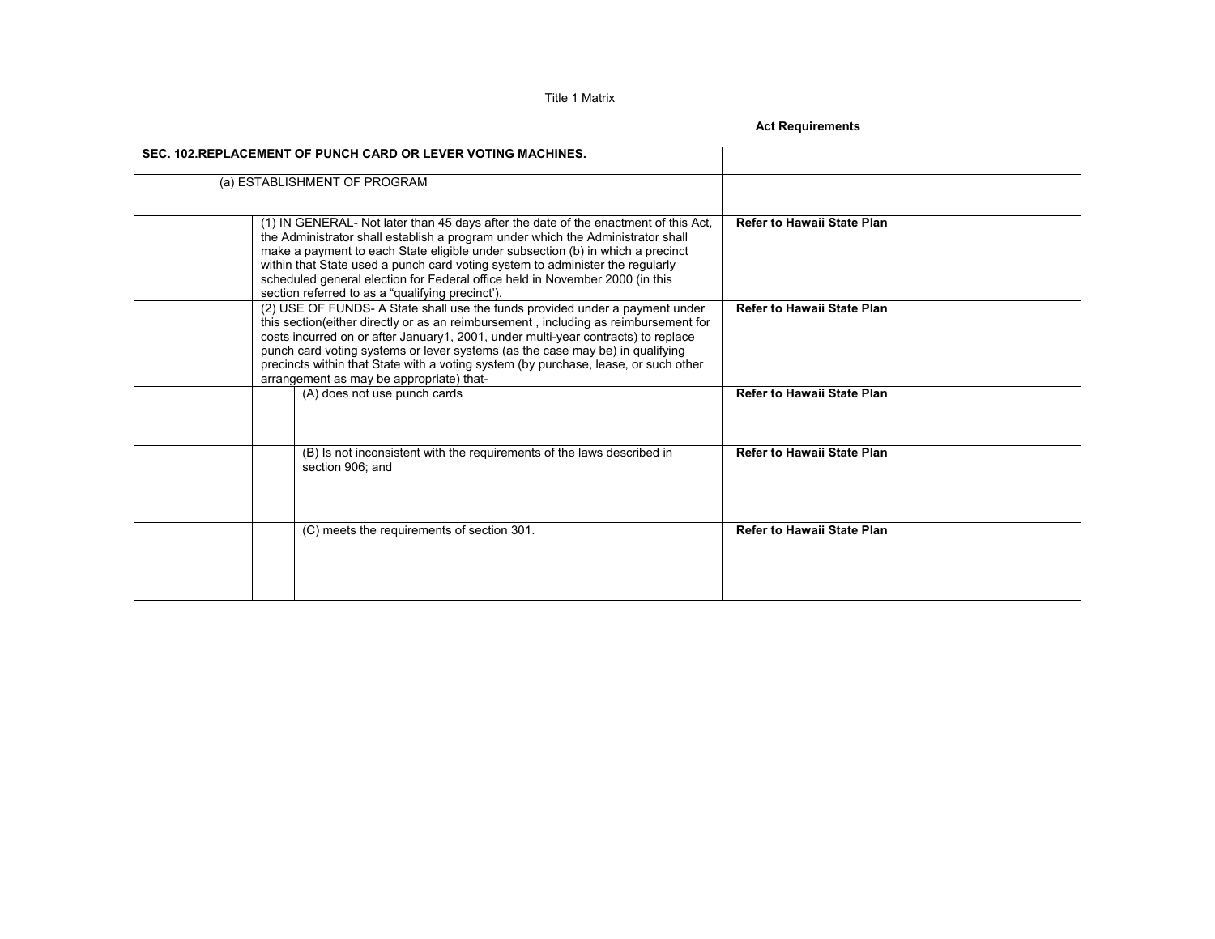Title 1 Matrix

**Act Requirements**

| **SEC. 102.REPLACEMENT OF PUNCH CARD OR LEVER VOTING MACHINES.** | | | | | |
|---|---|---|---|---|---|
| | (a) ESTABLISHMENT OF PROGRAM | | | | |
| | | (1) IN GENERAL- Not later than 45 days after the date of the enactment of this Act, the Administrator shall establish a program under which the Administrator shall make a payment to each State eligible under subsection (b) in which a precinct within that State used a punch card voting system to administer the regularly scheduled general election for Federal office held in November 2000 (in this section referred to as a “qualifying precinct’). | | **Refer to Hawaii State Plan** | |
| | | (2) USE OF FUNDS- A State shall use the funds provided under a payment under this section(either directly or as an reimbursement , including as reimbursement for costs incurred on or after January1, 2001, under multi-year contracts) to replace punch card voting systems or lever systems (as the case may be) in qualifying precincts within that State with a voting system (by purchase, lease, or such other arrangement as may be appropriate) that- | | **Refer to Hawaii State Plan** | |
| | | | (A) does not use punch cards | **Refer to Hawaii State Plan** | |
| | | | (B) Is not inconsistent with the requirements of the laws described in section 906; and | **Refer to Hawaii State Plan** | |
| | | | (C) meets the requirements of section 301. | **Refer to Hawaii State Plan** | |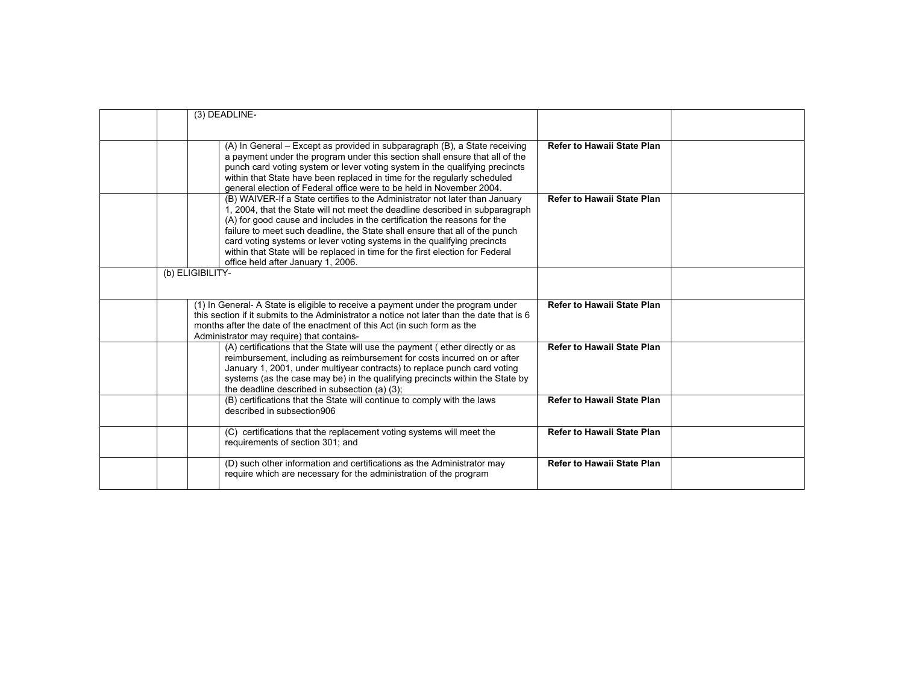| | | | | | |
|---|---|---|---|---|---|
| | | (3) DEADLINE- | | | |
| | | | (A) In General – Except as provided in subparagraph (B), a State receiving a payment under the program under this section shall ensure that all of the punch card voting system or lever voting system in the qualifying precincts within that State have been replaced in time for the regularly scheduled general election of Federal office were to be held in November 2004. | **Refer to Hawaii State Plan** | |
| | | | (B) WAIVER-If a State certifies to the Administrator not later than January 1, 2004, that the State will not meet the deadline described in subparagraph (A) for good cause and includes in the certification the reasons for the failure to meet such deadline, the State shall ensure that all of the punch card voting systems or lever voting systems in the qualifying precincts within that State will be replaced in time for the first election for Federal office held after January 1, 2006. | **Refer to Hawaii State Plan** | |
| | (b) ELIGIBILITY- | | | | |
| | | (1) In General- A State is eligible to receive a payment under the program under this section if it submits to the Administrator a notice not later than the date that is 6 months after the date of the enactment of this Act (in such form as the Administrator may require) that contains- | | **Refer to Hawaii State Plan** | |
| | | | (A) certifications that the State will use the payment ( ether directly or as reimbursement, including as reimbursement for costs incurred on or after January 1, 2001, under multiyear contracts) to replace punch card voting systems (as the case may be) in the qualifying precincts within the State by the deadline described in subsection (a) (3); | **Refer to Hawaii State Plan** | |
| | | | (B) certifications that the State will continue to comply with the laws described in subsection906 | **Refer to Hawaii State Plan** | |
| | | | (C) certifications that the replacement voting systems will meet the requirements of section 301; and | **Refer to Hawaii State Plan** | |
| | | | (D) such other information and certifications as the Administrator may require which are necessary for the administration of the program | **Refer to Hawaii State Plan** | |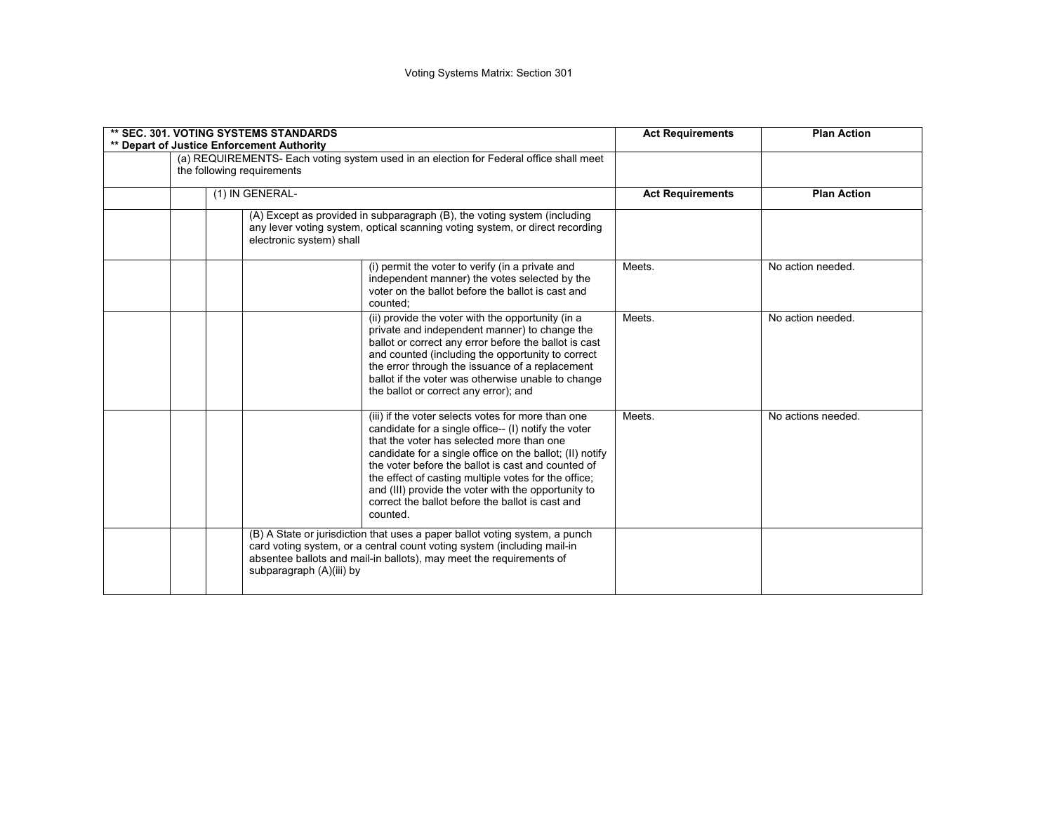Voting Systems Matrix: Section 301

| ** SEC. 301. VOTING SYSTEMS STANDARDS<br>** Depart of Justice Enforcement Authority | | | | | Act Requirements | Plan Action |
|---|---|---|---|---|---|---|
| | (a) REQUIREMENTS- Each voting system used in an election for Federal office shall meet the following requirements | | | | | |
| | | (1) IN GENERAL- | | | Act Requirements | Plan Action |
| | | | (A) Except as provided in subparagraph (B), the voting system (including any lever voting system, optical scanning voting system, or direct recording electronic system) shall | | | |
| | | | | (i) permit the voter to verify (in a private and independent manner) the votes selected by the voter on the ballot before the ballot is cast and counted; | Meets. | No action needed. |
| | | | | (ii) provide the voter with the opportunity (in a private and independent manner) to change the ballot or correct any error before the ballot is cast and counted (including the opportunity to correct the error through the issuance of a replacement ballot if the voter was otherwise unable to change the ballot or correct any error); and | Meets. | No action needed. |
| | | | | (iii) if the voter selects votes for more than one candidate for a single office-- (I) notify the voter that the voter has selected more than one candidate for a single office on the ballot; (II) notify the voter before the ballot is cast and counted of the effect of casting multiple votes for the office; and (III) provide the voter with the opportunity to correct the ballot before the ballot is cast and counted. | Meets. | No actions needed. |
| | | | (B) A State or jurisdiction that uses a paper ballot voting system, a punch card voting system, or a central count voting system (including mail-in absentee ballots and mail-in ballots), may meet the requirements of subparagraph (A)(iii) by | | | |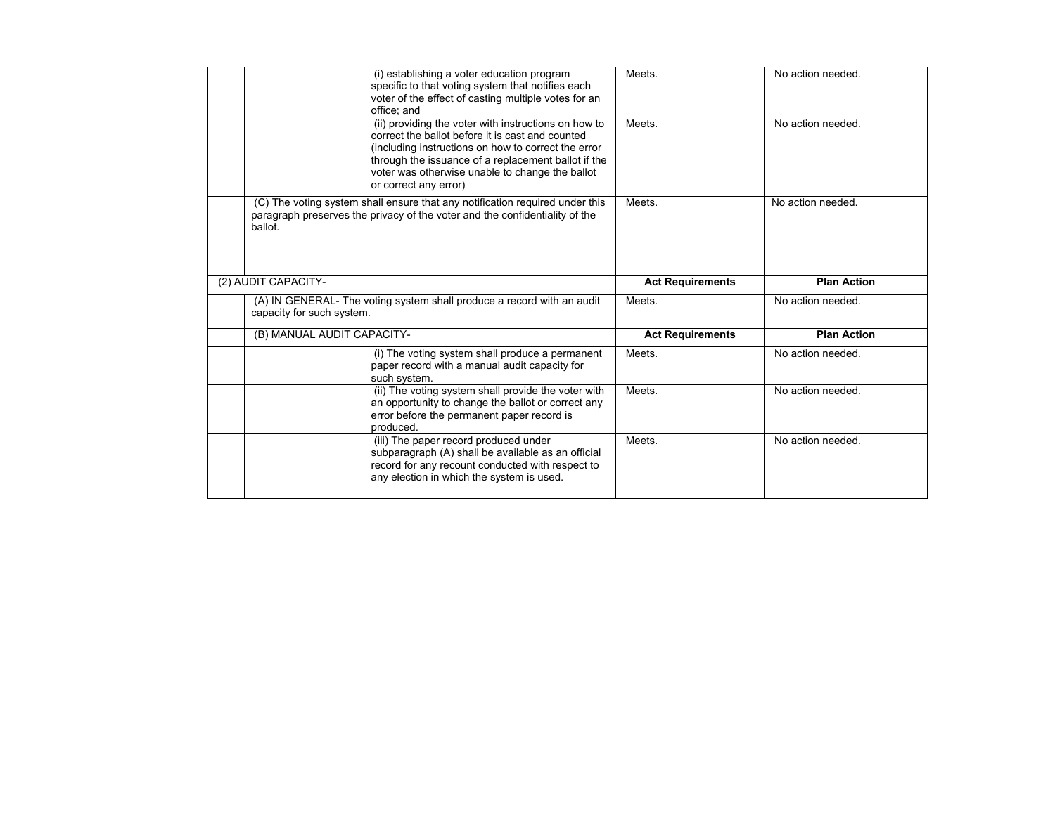| | | | | |
|---|---|---|---|---|
| | | (i) establishing a voter education program specific to that voting system that notifies each voter of the effect of casting multiple votes for an office; and | Meets. | No action needed. |
| | | (ii) providing the voter with instructions on how to correct the ballot before it is cast and counted (including instructions on how to correct the error through the issuance of a replacement ballot if the voter was otherwise unable to change the ballot or correct any error) | Meets. | No action needed. |
| | (C) The voting system shall ensure that any notification required under this paragraph preserves the privacy of the voter and the confidentiality of the ballot. | | Meets. | No action needed. |
| (2) AUDIT CAPACITY- | | | **Act Requirements** | **Plan Action** |
| | (A) IN GENERAL- The voting system shall produce a record with an audit capacity for such system. | | Meets. | No action needed. |
| | (B) MANUAL AUDIT CAPACITY- | | **Act Requirements** | **Plan Action** |
| | | (i) The voting system shall produce a permanent paper record with a manual audit capacity for such system. | Meets. | No action needed. |
| | | (ii) The voting system shall provide the voter with an opportunity to change the ballot or correct any error before the permanent paper record is produced. | Meets. | No action needed. |
| | | (iii) The paper record produced under subparagraph (A) shall be available as an official record for any recount conducted with respect to any election in which the system is used. | Meets. | No action needed. |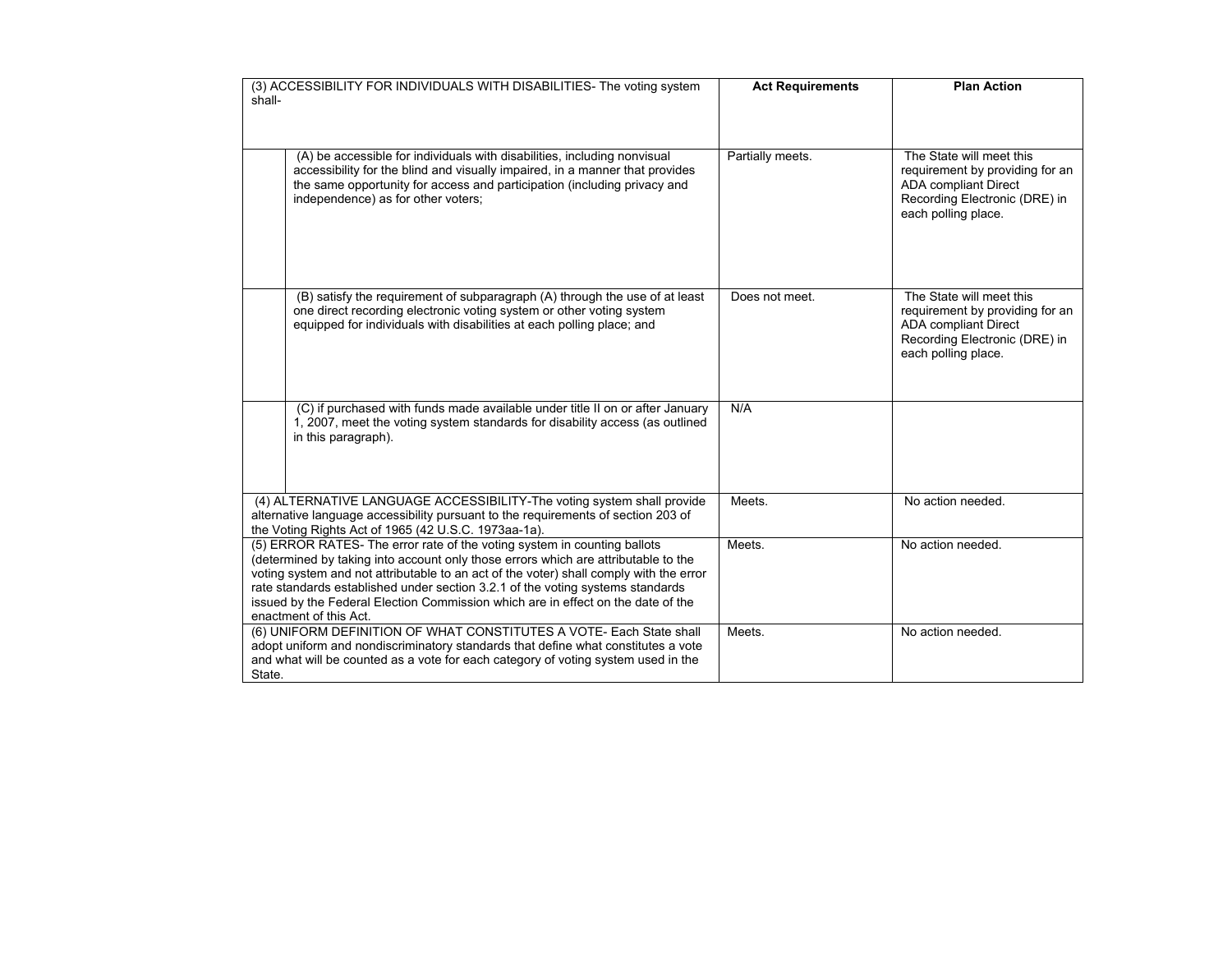| (3) ACCESSIBILITY FOR INDIVIDUALS WITH DISABILITIES- The voting system shall- | Act Requirements | Plan Action |
|---|---|---|
| (A) be accessible for individuals with disabilities, including nonvisual accessibility for the blind and visually impaired, in a manner that provides the same opportunity for access and participation (including privacy and independence) as for other voters; | Partially meets. | The State will meet this requirement by providing for an ADA compliant Direct Recording Electronic (DRE) in each polling place. |
| (B) satisfy the requirement of subparagraph (A) through the use of at least one direct recording electronic voting system or other voting system equipped for individuals with disabilities at each polling place; and | Does not meet. | The State will meet this requirement by providing for an ADA compliant Direct Recording Electronic (DRE) in each polling place. |
| (C) if purchased with funds made available under title II on or after January 1, 2007, meet the voting system standards for disability access (as outlined in this paragraph). | N/A | |
| (4) ALTERNATIVE LANGUAGE ACCESSIBILITY-The voting system shall provide alternative language accessibility pursuant to the requirements of section 203 of the Voting Rights Act of 1965 (42 U.S.C. 1973aa-1a). | Meets. | No action needed. |
| (5) ERROR RATES- The error rate of the voting system in counting ballots (determined by taking into account only those errors which are attributable to the voting system and not attributable to an act of the voter) shall comply with the error rate standards established under section 3.2.1 of the voting systems standards issued by the Federal Election Commission which are in effect on the date of the enactment of this Act. | Meets. | No action needed. |
| (6) UNIFORM DEFINITION OF WHAT CONSTITUTES A VOTE- Each State shall adopt uniform and nondiscriminatory standards that define what constitutes a vote and what will be counted as a vote for each category of voting system used in the State. | Meets. | No action needed. |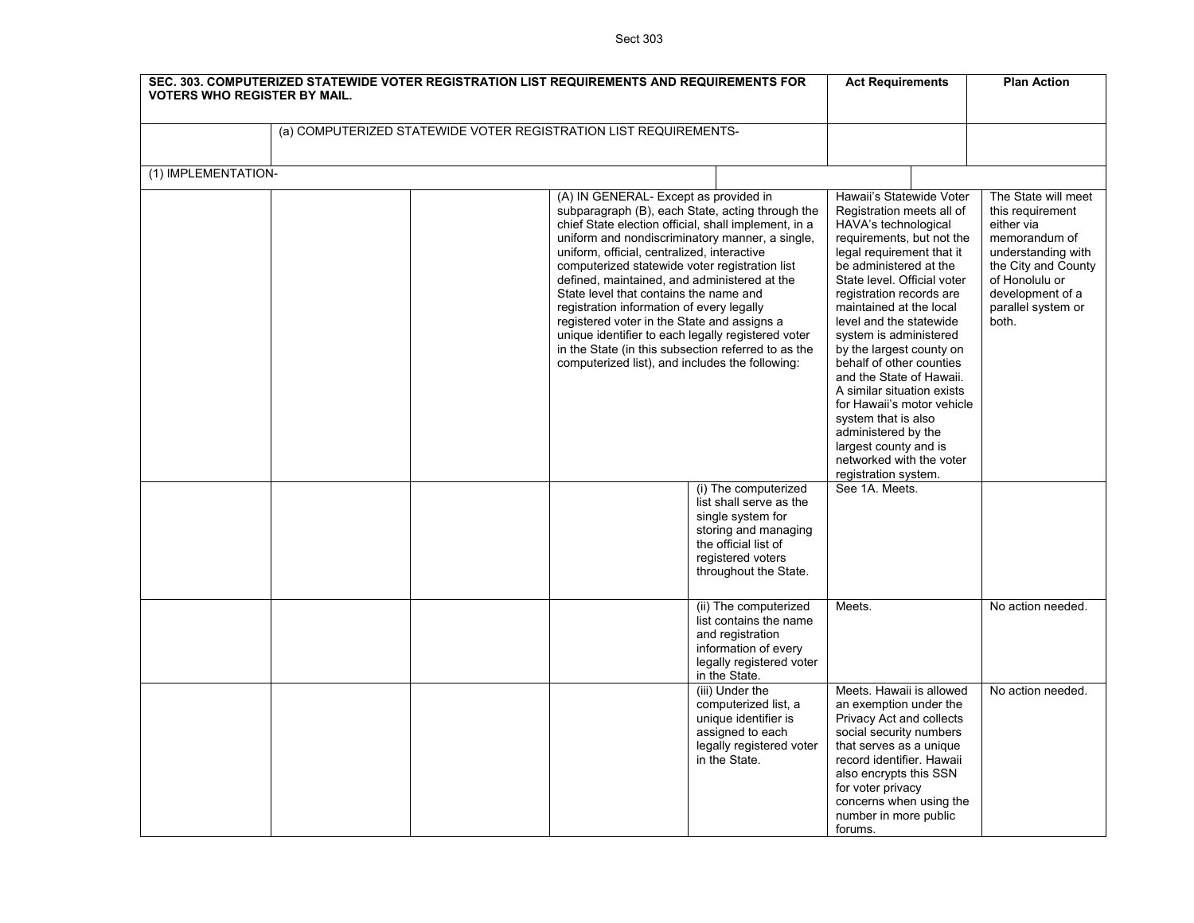| SEC. 303. COMPUTERIZED STATEWIDE VOTER REGISTRATION LIST REQUIREMENTS AND REQUIREMENTS FOR VOTERS WHO REGISTER BY MAIL. | | | | | Act Requirements | Plan Action |
|---|---|---|---|---|---|---|
| | (a) COMPUTERIZED STATEWIDE VOTER REGISTRATION LIST REQUIREMENTS- | | | | | |
| (1) IMPLEMENTATION- | | | | | | |
| | | | (A) IN GENERAL- Except as provided in subparagraph (B), each State, acting through the chief State election official, shall implement, in a uniform and nondiscriminatory manner, a single, uniform, official, centralized, interactive computerized statewide voter registration list defined, maintained, and administered at the State level that contains the name and registration information of every legally registered voter in the State and assigns a unique identifier to each legally registered voter in the State (in this subsection referred to as the computerized list), and includes the following: | | Hawaii's Statewide Voter Registration meets all of HAVA's technological requirements, but not the legal requirement that it be administered at the State level. Official voter registration records are maintained at the local level and the statewide system is administered by the largest county on behalf of other counties and the State of Hawaii. A similar situation exists for Hawaii's motor vehicle system that is also administered by the largest county and is networked with the voter registration system. | The State will meet this requirement either via memorandum of understanding with the City and County of Honolulu or development of a parallel system or both. |
| | | | | (i) The computerized list shall serve as the single system for storing and managing the official list of registered voters throughout the State. | See 1A. Meets. | |
| | | | | (ii) The computerized list contains the name and registration information of every legally registered voter in the State. | Meets. | No action needed. |
| | | | | (iii) Under the computerized list, a unique identifier is assigned to each legally registered voter in the State. | Meets. Hawaii is allowed an exemption under the Privacy Act and collects social security numbers that serves as a unique record identifier. Hawaii also encrypts this SSN for voter privacy concerns when using the number in more public forums. | No action needed. |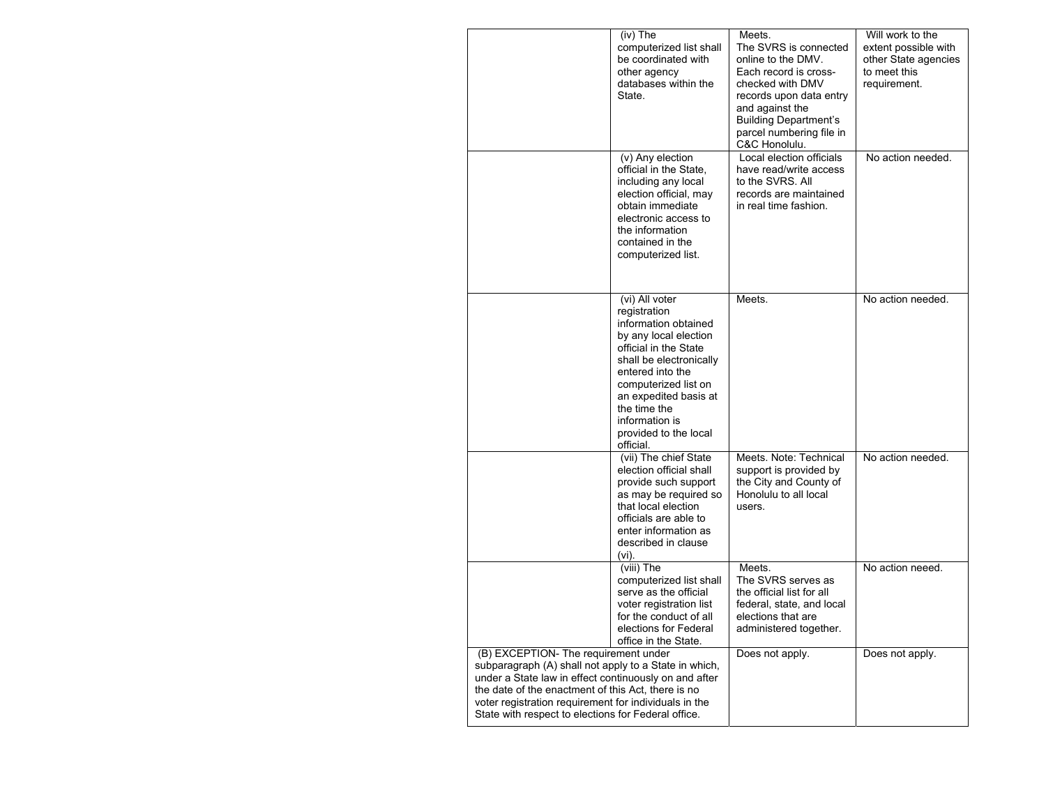| | | | |
|---|---|---|---|
| | (iv) The computerized list shall be coordinated with other agency databases within the State. | Meets. The SVRS is connected online to the DMV. Each record is cross-checked with DMV records upon data entry and against the Building Department's parcel numbering file in C&C Honolulu. | Will work to the extent possible with other State agencies to meet this requirement. |
| | (v) Any election official in the State, including any local election official, may obtain immediate electronic access to the information contained in the computerized list. | Local election officials have read/write access to the SVRS. All records are maintained in real time fashion. | No action needed. |
| | (vi) All voter registration information obtained by any local election official in the State shall be electronically entered into the computerized list on an expedited basis at the time the information is provided to the local official. | Meets. | No action needed. |
| | (vii) The chief State election official shall provide such support as may be required so that local election officials are able to enter information as described in clause (vi). | Meets. Note: Technical support is provided by the City and County of Honolulu to all local users. | No action needed. |
| | (viii) The computerized list shall serve as the official voter registration list for the conduct of all elections for Federal office in the State. | Meets. The SVRS serves as the official list for all federal, state, and local elections that are administered together. | No action neeed. |
| (B) EXCEPTION- The requirement under subparagraph (A) shall not apply to a State in which, under a State law in effect continuously on and after the date of the enactment of this Act, there is no voter registration requirement for individuals in the State with respect to elections for Federal office. | | Does not apply. | Does not apply. |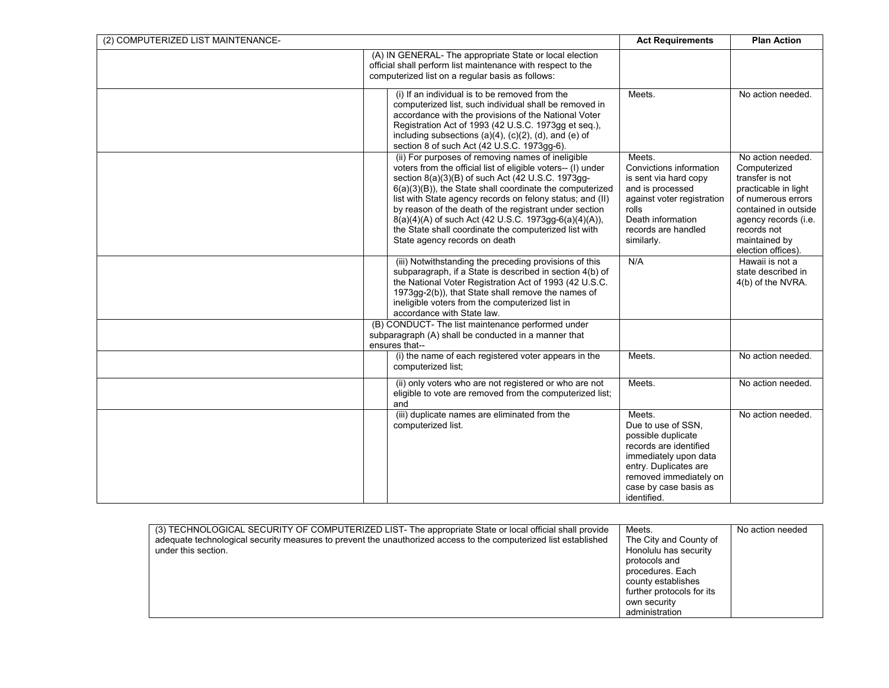| (2) COMPUTERIZED LIST MAINTENANCE- | | | Act Requirements | Plan Action |
|---|---|---|---|---|
| | (A) IN GENERAL- The appropriate State or local election official shall perform list maintenance with respect to the computerized list on a regular basis as follows: | | | |
| | | (i) If an individual is to be removed from the computerized list, such individual shall be removed in accordance with the provisions of the National Voter Registration Act of 1993 (42 U.S.C. 1973gg et seq.), including subsections (a)(4), (c)(2), (d), and (e) of section 8 of such Act (42 U.S.C. 1973gg-6). | Meets. | No action needed. |
| | | (ii) For purposes of removing names of ineligible voters from the official list of eligible voters-- (I) under section 8(a)(3)(B) of such Act (42 U.S.C. 1973gg-6(a)(3)(B)), the State shall coordinate the computerized list with State agency records on felony status; and (II) by reason of the death of the registrant under section 8(a)(4)(A) of such Act (42 U.S.C. 1973gg-6(a)(4)(A)), the State shall coordinate the computerized list with State agency records on death | Meets.<br>Convictions information is sent via hard copy and is processed against voter registration rolls<br>Death information records are handled similarly. | No action needed. Computerized transfer is not practicable in light of numerous errors contained in outside agency records (i.e. records not maintained by election offices). |
| | | (iii) Notwithstanding the preceding provisions of this subparagraph, if a State is described in section 4(b) of the National Voter Registration Act of 1993 (42 U.S.C. 1973gg-2(b)), that State shall remove the names of ineligible voters from the computerized list in accordance with State law. | N/A | Hawaii is not a state described in 4(b) of the NVRA. |
| | (B) CONDUCT- The list maintenance performed under subparagraph (A) shall be conducted in a manner that ensures that-- | | | |
| | | (i) the name of each registered voter appears in the computerized list; | Meets. | No action needed. |
| | | (ii) only voters who are not registered or who are not eligible to vote are removed from the computerized list; and | Meets. | No action needed. |
| | | (iii) duplicate names are eliminated from the computerized list. | Meets.<br>Due to use of SSN, possible duplicate records are identified immediately upon data entry. Duplicates are removed immediately on case by case basis as identified. | No action needed. |

| (3) TECHNOLOGICAL SECURITY OF COMPUTERIZED LIST- The appropriate State or local official shall provide adequate technological security measures to prevent the unauthorized access to the computerized list established under this section. | Meets.<br>The City and County of Honolulu has security protocols and procedures. Each county establishes further protocols for its own security administration | No action needed |
|---|---|---|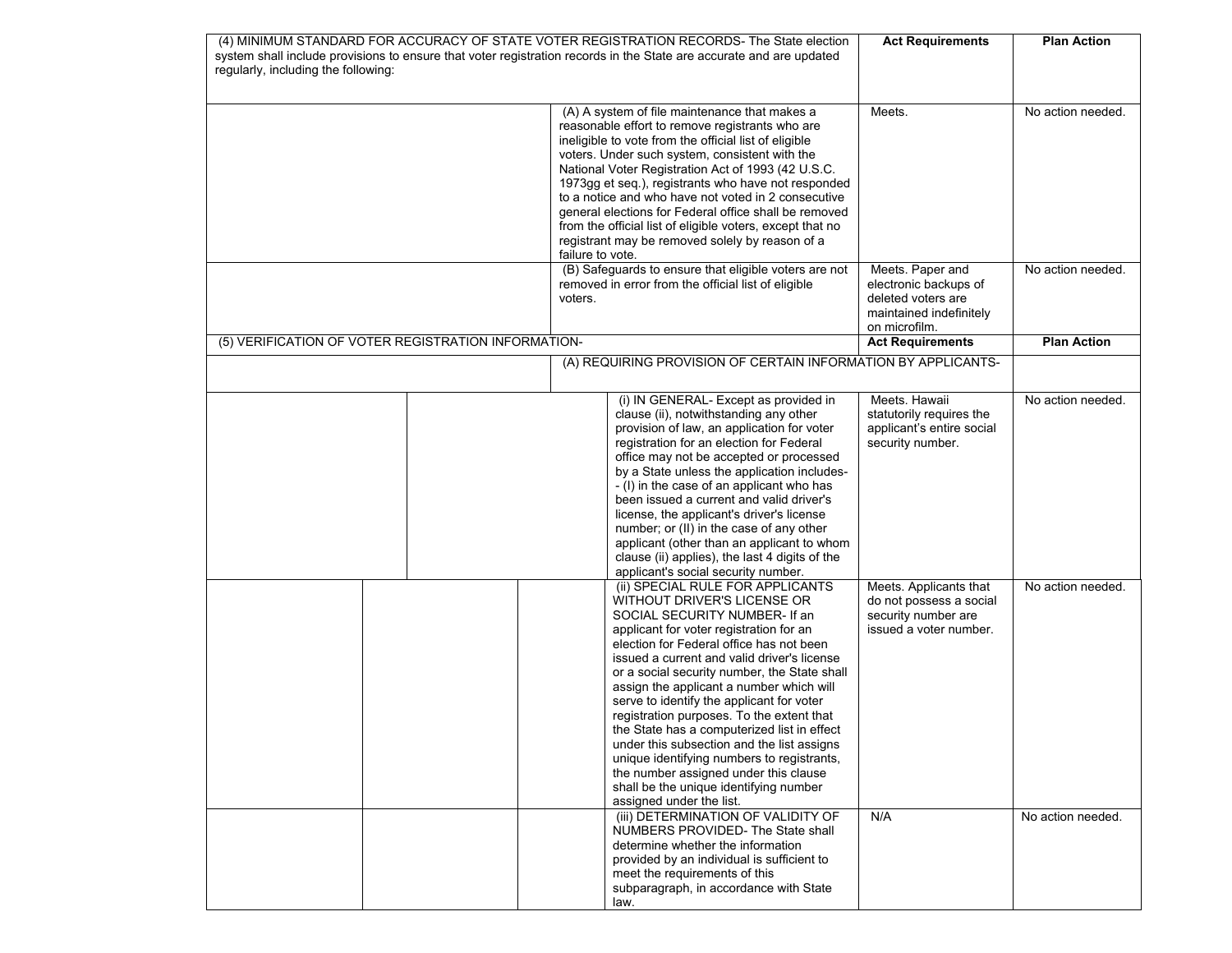| Requirement | Act Requirements | Plan Action |
|---|---|---|
| (4) MINIMUM STANDARD FOR ACCURACY OF STATE VOTER REGISTRATION RECORDS- The State election system shall include provisions to ensure that voter registration records in the State are accurate and are updated regularly, including the following: | **Act Requirements** | **Plan Action** |
| (A) A system of file maintenance that makes a reasonable effort to remove registrants who are ineligible to vote from the official list of eligible voters. Under such system, consistent with the National Voter Registration Act of 1993 (42 U.S.C. 1973gg et seq.), registrants who have not responded to a notice and who have not voted in 2 consecutive general elections for Federal office shall be removed from the official list of eligible voters, except that no registrant may be removed solely by reason of a failure to vote. | Meets. | No action needed. |
| (B) Safeguards to ensure that eligible voters are not removed in error from the official list of eligible voters. | Meets. Paper and electronic backups of deleted voters are maintained indefinitely on microfilm. | No action needed. |
| (5) VERIFICATION OF VOTER REGISTRATION INFORMATION- | **Act Requirements** | **Plan Action** |
| (A) REQUIRING PROVISION OF CERTAIN INFORMATION BY APPLICANTS- | | |
| (i) IN GENERAL- Except as provided in clause (ii), notwithstanding any other provision of law, an application for voter registration for an election for Federal office may not be accepted or processed by a State unless the application includes-- (I) in the case of an applicant who has been issued a current and valid driver's license, the applicant's driver's license number; or (II) in the case of any other applicant (other than an applicant to whom clause (ii) applies), the last 4 digits of the applicant's social security number. | Meets. Hawaii statutorily requires the applicant's entire social security number. | No action needed. |
| (ii) SPECIAL RULE FOR APPLICANTS WITHOUT DRIVER'S LICENSE OR SOCIAL SECURITY NUMBER- If an applicant for voter registration for an election for Federal office has not been issued a current and valid driver's license or a social security number, the State shall assign the applicant a number which will serve to identify the applicant for voter registration purposes. To the extent that the State has a computerized list in effect under this subsection and the list assigns unique identifying numbers to registrants, the number assigned under this clause shall be the unique identifying number assigned under the list. | Meets. Applicants that do not possess a social security number are issued a voter number. | No action needed. |
| (iii) DETERMINATION OF VALIDITY OF NUMBERS PROVIDED- The State shall determine whether the information provided by an individual is sufficient to meet the requirements of this subparagraph, in accordance with State law. | N/A | No action needed. |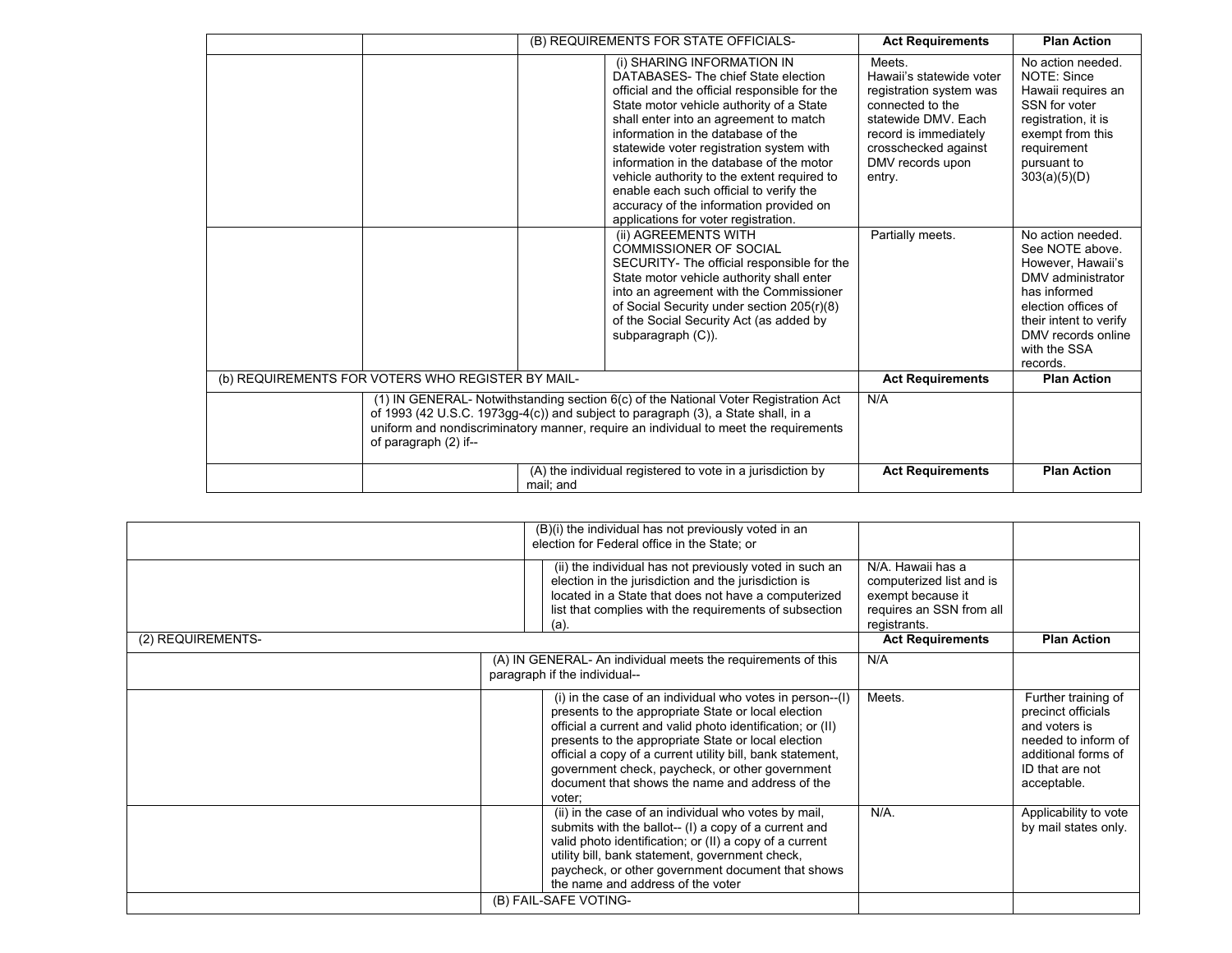| | | | | Act Requirements | Plan Action |
|---|---|---|---|---|---|
| | | (B) REQUIREMENTS FOR STATE OFFICIALS- | | Act Requirements | Plan Action |
| | | | (i) SHARING INFORMATION IN DATABASES- The chief State election official and the official responsible for the State motor vehicle authority of a State shall enter into an agreement to match information in the database of the statewide voter registration system with information in the database of the motor vehicle authority to the extent required to enable each such official to verify the accuracy of the information provided on applications for voter registration. | Meets. Hawaii's statewide voter registration system was connected to the statewide DMV. Each record is immediately crosschecked against DMV records upon entry. | No action needed. NOTE: Since Hawaii requires an SSN for voter registration, it is exempt from this requirement pursuant to 303(a)(5)(D) |
| | | | (ii) AGREEMENTS WITH COMMISSIONER OF SOCIAL SECURITY- The official responsible for the State motor vehicle authority shall enter into an agreement with the Commissioner of Social Security under section 205(r)(8) of the Social Security Act (as added by subparagraph (C)). | Partially meets. | No action needed. See NOTE above. However, Hawaii's DMV administrator has informed election offices of their intent to verify DMV records online with the SSA records. |
| (b) REQUIREMENTS FOR VOTERS WHO REGISTER BY MAIL- | | | | Act Requirements | Plan Action |
| | (1) IN GENERAL- Notwithstanding section 6(c) of the National Voter Registration Act of 1993 (42 U.S.C. 1973gg-4(c)) and subject to paragraph (3), a State shall, in a uniform and nondiscriminatory manner, require an individual to meet the requirements of paragraph (2) if-- | | | N/A | |
| | | (A) the individual registered to vote in a jurisdiction by mail; and | | Act Requirements | Plan Action |
| | | (B)(i) the individual has not previously voted in an election for Federal office in the State; or | | | |
| | | | (ii) the individual has not previously voted in such an election in the jurisdiction and the jurisdiction is located in a State that does not have a computerized list that complies with the requirements of subsection (a). | N/A. Hawaii has a computerized list and is exempt because it requires an SSN from all registrants. | |
| (2) REQUIREMENTS- | | | | Act Requirements | Plan Action |
| | (A) IN GENERAL- An individual meets the requirements of this paragraph if the individual-- | | | N/A | |
| | | | (i) in the case of an individual who votes in person--(I) presents to the appropriate State or local election official a current and valid photo identification; or (II) presents to the appropriate State or local election official a copy of a current utility bill, bank statement, government check, paycheck, or other government document that shows the name and address of the voter; | Meets. | Further training of precinct officials and voters is needed to inform of additional forms of ID that are not acceptable. |
| | | | (ii) in the case of an individual who votes by mail, submits with the ballot-- (I) a copy of a current and valid photo identification; or (II) a copy of a current utility bill, bank statement, government check, paycheck, or other government document that shows the name and address of the voter | N/A. | Applicability to vote by mail states only. |
| | (B) FAIL-SAFE VOTING- | | | | |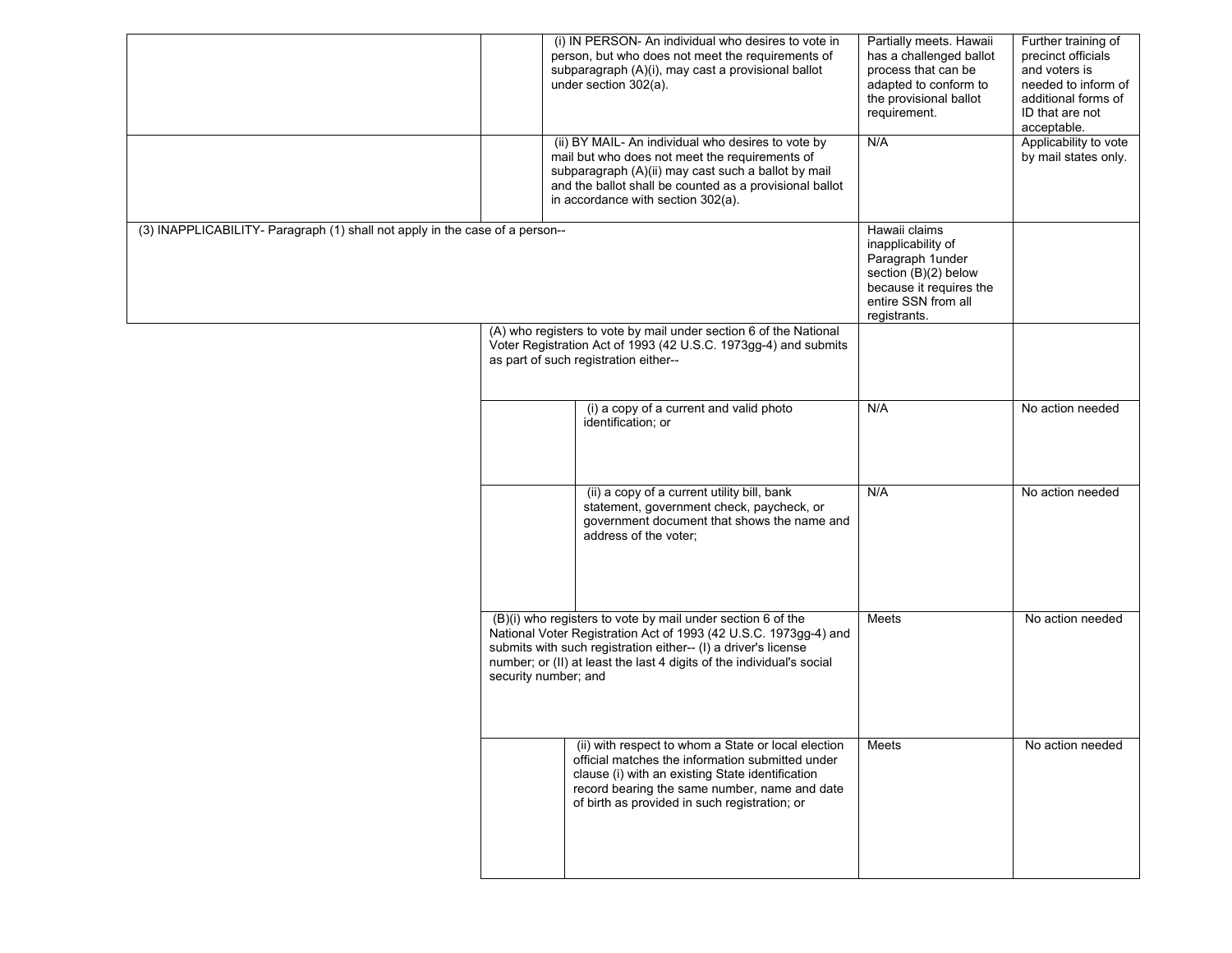| | | | Status | Action |
|---|---|---|---|---|
| | | (i) IN PERSON- An individual who desires to vote in person, but who does not meet the requirements of subparagraph (A)(i), may cast a provisional ballot under section 302(a). | Partially meets. Hawaii has a challenged ballot process that can be adapted to conform to the provisional ballot requirement. | Further training of precinct officials and voters is needed to inform of additional forms of ID that are not acceptable. |
| | | (ii) BY MAIL- An individual who desires to vote by mail but who does not meet the requirements of subparagraph (A)(ii) may cast such a ballot by mail and the ballot shall be counted as a provisional ballot in accordance with section 302(a). | N/A | Applicability to vote by mail states only. |
| (3) INAPPLICABILITY- Paragraph (1) shall not apply in the case of a person-- | | | Hawaii claims inapplicability of Paragraph 1under section (B)(2) below because it requires the entire SSN from all registrants. | |
| | (A) who registers to vote by mail under section 6 of the National Voter Registration Act of 1993 (42 U.S.C. 1973gg-4) and submits as part of such registration either-- | | | |
| | | (i) a copy of a current and valid photo identification; or | N/A | No action needed |
| | | (ii) a copy of a current utility bill, bank statement, government check, paycheck, or government document that shows the name and address of the voter; | N/A | No action needed |
| | (B)(i) who registers to vote by mail under section 6 of the National Voter Registration Act of 1993 (42 U.S.C. 1973gg-4) and submits with such registration either-- (I) a driver's license number; or (II) at least the last 4 digits of the individual's social security number; and | | Meets | No action needed |
| | | (ii) with respect to whom a State or local election official matches the information submitted under clause (i) with an existing State identification record bearing the same number, name and date of birth as provided in such registration; or | Meets | No action needed |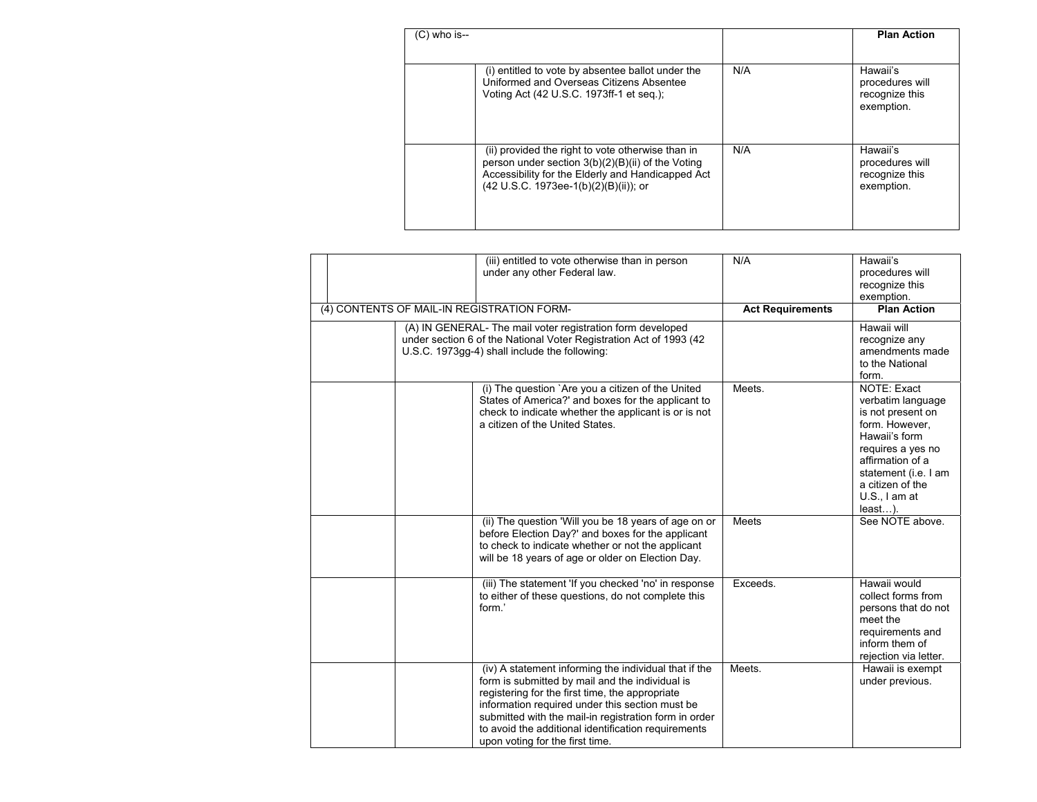| (C) who is-- | | | Plan Action |
|---|---|---|---|
| | (i) entitled to vote by absentee ballot under the Uniformed and Overseas Citizens Absentee Voting Act (42 U.S.C. 1973ff-1 et seq.); | N/A | Hawaii's procedures will recognize this exemption. |
| | (ii) provided the right to vote otherwise than in person under section 3(b)(2)(B)(ii) of the Voting Accessibility for the Elderly and Handicapped Act (42 U.S.C. 1973ee-1(b)(2)(B)(ii)); or | N/A | Hawaii's procedures will recognize this exemption. |
| | (iii) entitled to vote otherwise than in person under any other Federal law. | N/A | Hawaii's procedures will recognize this exemption. |

| (4) CONTENTS OF MAIL-IN REGISTRATION FORM- | | | Act Requirements | Plan Action |
|---|---|---|---|---|
| | (A) IN GENERAL- The mail voter registration form developed under section 6 of the National Voter Registration Act of 1993 (42 U.S.C. 1973gg-4) shall include the following: | | | Hawaii will recognize any amendments made to the National form. |
| | | (i) The question `Are you a citizen of the United States of America?' and boxes for the applicant to check to indicate whether the applicant is or is not a citizen of the United States. | Meets. | NOTE: Exact verbatim language is not present on form. However, Hawaii's form requires a yes no affirmation of a statement (i.e. I am a citizen of the U.S., I am at least…). |
| | | (ii) The question 'Will you be 18 years of age on or before Election Day?' and boxes for the applicant to check to indicate whether or not the applicant will be 18 years of age or older on Election Day. | Meets | See NOTE above. |
| | | (iii) The statement 'If you checked 'no' in response to either of these questions, do not complete this form.' | Exceeds. | Hawaii would collect forms from persons that do not meet the requirements and inform them of rejection via letter. |
| | | (iv) A statement informing the individual that if the form is submitted by mail and the individual is registering for the first time, the appropriate information required under this section must be submitted with the mail-in registration form in order to avoid the additional identification requirements upon voting for the first time. | Meets. | Hawaii is exempt under previous. |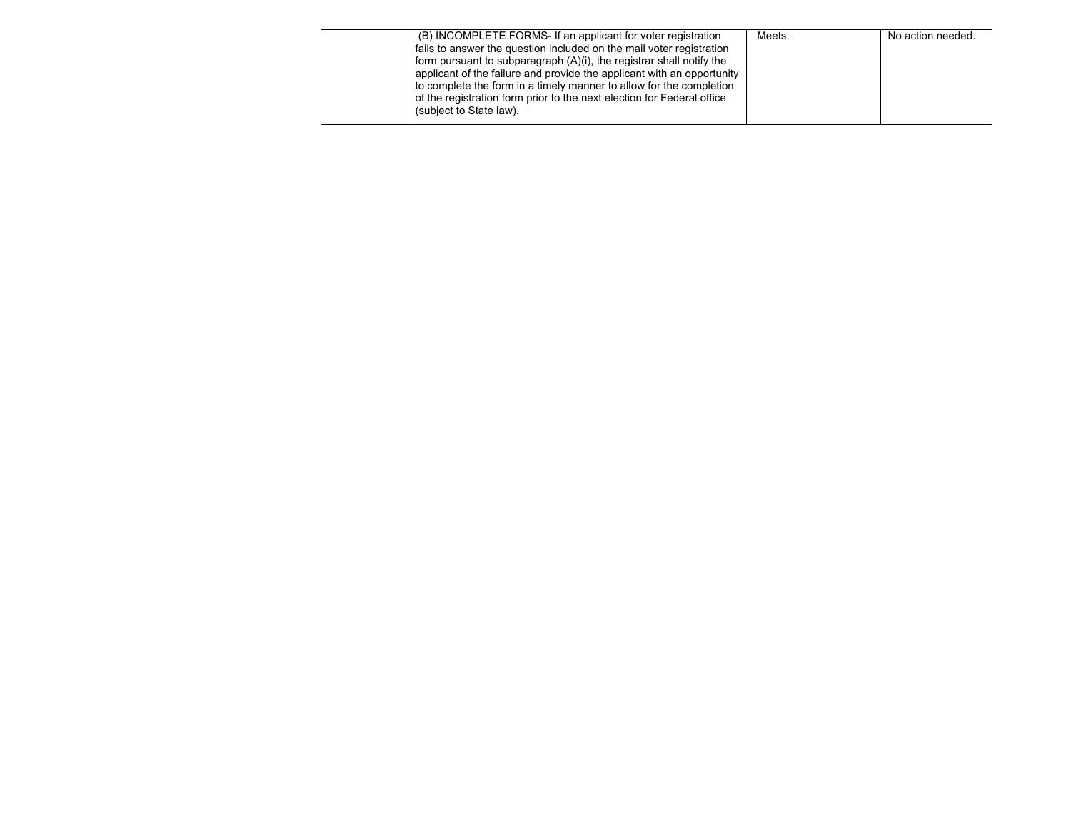|  | (B) INCOMPLETE FORMS- If an applicant for voter registration fails to answer the question included on the mail voter registration form pursuant to subparagraph (A)(i), the registrar shall notify the applicant of the failure and provide the applicant with an opportunity to complete the form in a timely manner to allow for the completion of the registration form prior to the next election for Federal office (subject to State law). | Meets. | No action needed. |
|---|---|---|---|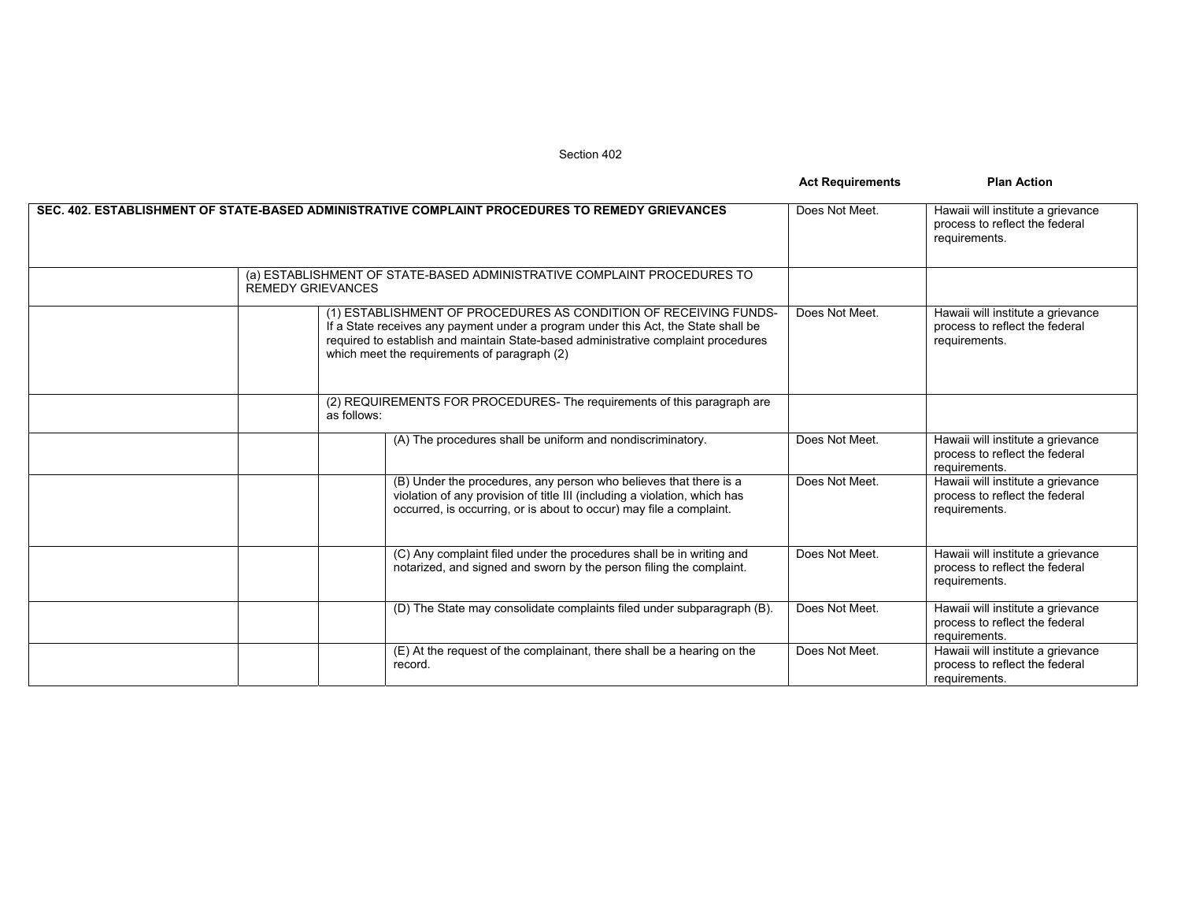Section 402

| | | | | Act Requirements | Plan Action |
|---|---|---|---|---|---|
| **SEC. 402. ESTABLISHMENT OF STATE-BASED ADMINISTRATIVE COMPLAINT PROCEDURES TO REMEDY GRIEVANCES** | | | | Does Not Meet. | Hawaii will institute a grievance process to reflect the federal requirements. |
| | (a) ESTABLISHMENT OF STATE-BASED ADMINISTRATIVE COMPLAINT PROCEDURES TO REMEDY GRIEVANCES | | | | |
| | | (1) ESTABLISHMENT OF PROCEDURES AS CONDITION OF RECEIVING FUNDS- If a State receives any payment under a program under this Act, the State shall be required to establish and maintain State-based administrative complaint procedures which meet the requirements of paragraph (2) | | Does Not Meet. | Hawaii will institute a grievance process to reflect the federal requirements. |
| | | (2) REQUIREMENTS FOR PROCEDURES- The requirements of this paragraph are as follows: | | | |
| | | | (A) The procedures shall be uniform and nondiscriminatory. | Does Not Meet. | Hawaii will institute a grievance process to reflect the federal requirements. |
| | | | (B) Under the procedures, any person who believes that there is a violation of any provision of title III (including a violation, which has occurred, is occurring, or is about to occur) may file a complaint. | Does Not Meet. | Hawaii will institute a grievance process to reflect the federal requirements. |
| | | | (C) Any complaint filed under the procedures shall be in writing and notarized, and signed and sworn by the person filing the complaint. | Does Not Meet. | Hawaii will institute a grievance process to reflect the federal requirements. |
| | | | (D) The State may consolidate complaints filed under subparagraph (B). | Does Not Meet. | Hawaii will institute a grievance process to reflect the federal requirements. |
| | | | (E) At the request of the complainant, there shall be a hearing on the record. | Does Not Meet. | Hawaii will institute a grievance process to reflect the federal requirements. |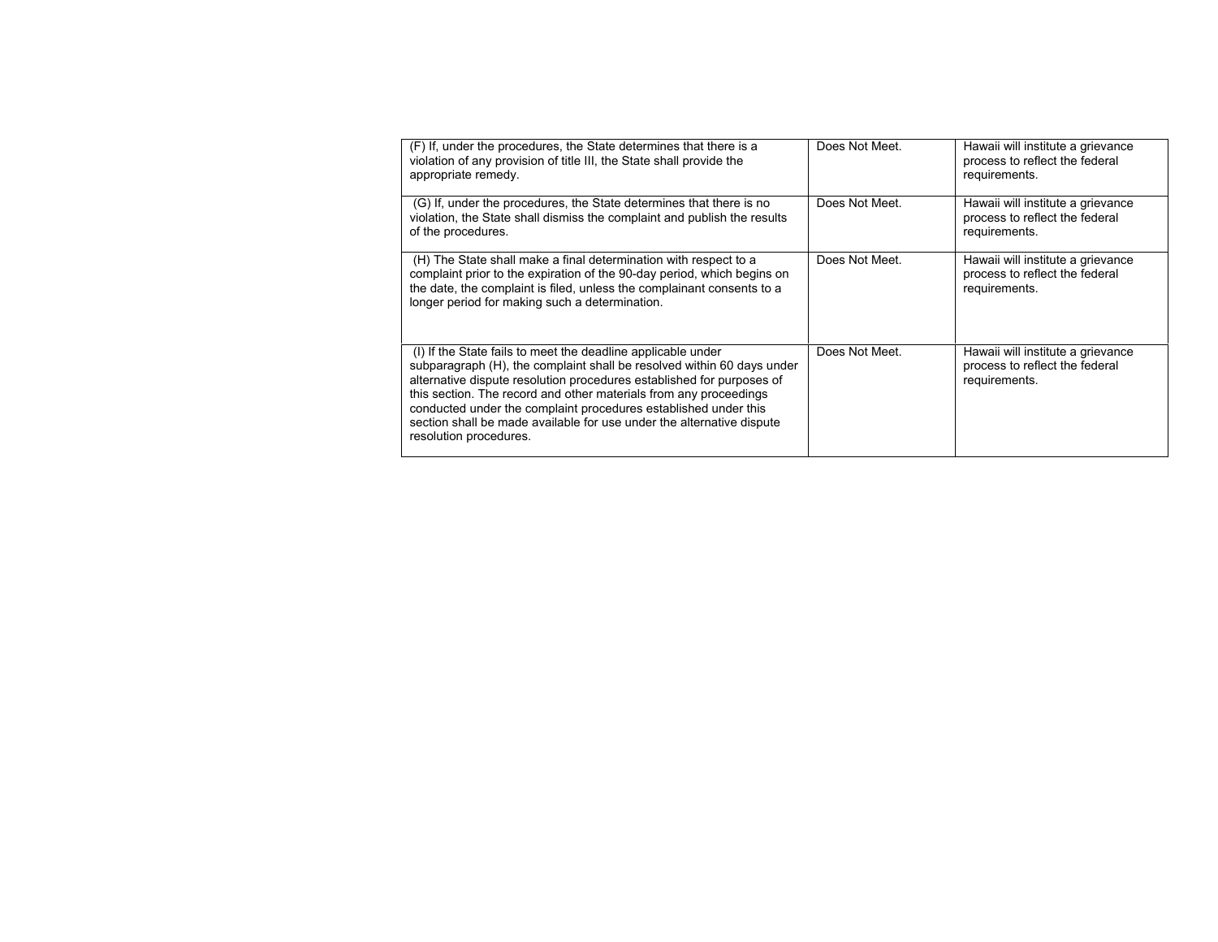| | | |
|---|---|---|
| (F) If, under the procedures, the State determines that there is a violation of any provision of title III, the State shall provide the appropriate remedy. | Does Not Meet. | Hawaii will institute a grievance process to reflect the federal requirements. |
| (G) If, under the procedures, the State determines that there is no violation, the State shall dismiss the complaint and publish the results of the procedures. | Does Not Meet. | Hawaii will institute a grievance process to reflect the federal requirements. |
| (H) The State shall make a final determination with respect to a complaint prior to the expiration of the 90-day period, which begins on the date, the complaint is filed, unless the complainant consents to a longer period for making such a determination. | Does Not Meet. | Hawaii will institute a grievance process to reflect the federal requirements. |
| (I) If the State fails to meet the deadline applicable under subparagraph (H), the complaint shall be resolved within 60 days under alternative dispute resolution procedures established for purposes of this section. The record and other materials from any proceedings conducted under the complaint procedures established under this section shall be made available for use under the alternative dispute resolution procedures. | Does Not Meet. | Hawaii will institute a grievance process to reflect the federal requirements. |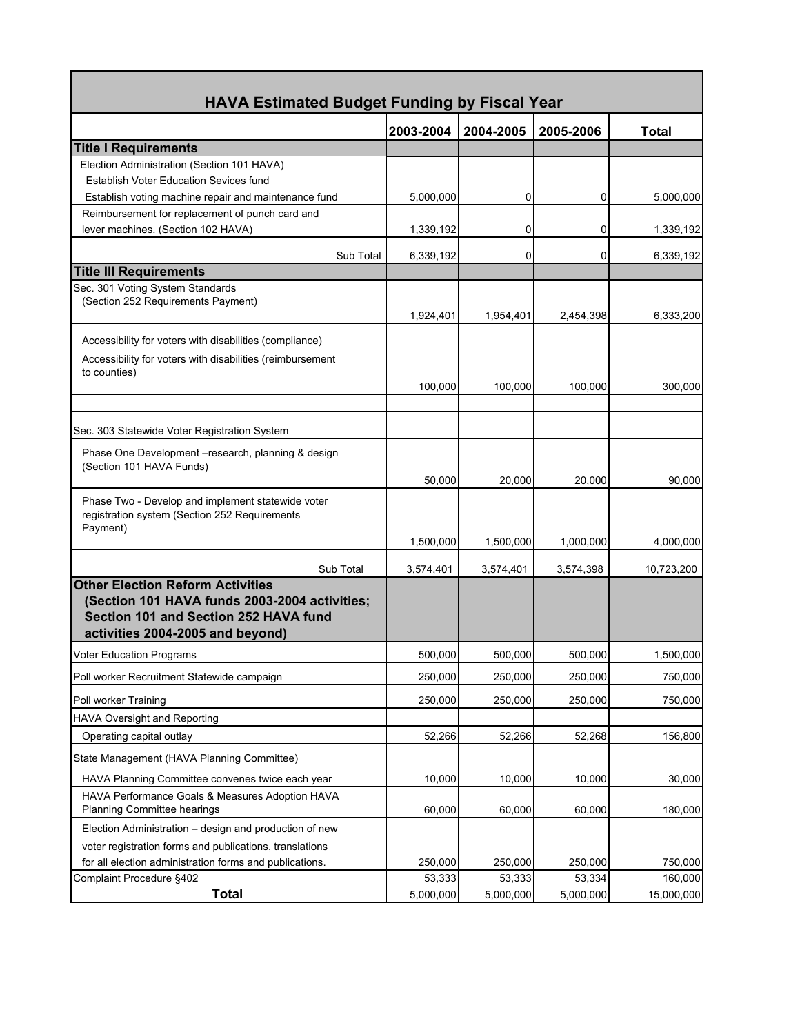| HAVA Estimated Budget Funding by Fiscal Year | | | | |
|---|---|---|---|---|
| | 2003-2004 | 2004-2005 | 2005-2006 | Total |
| **Title I Requirements** | | | | |
| Election Administration (Section 101 HAVA) | | | | |
| Establish Voter Education Sevices fund | | | | |
| Establish voting machine repair and maintenance fund | 5,000,000 | 0 | 0 | 5,000,000 |
| Reimbursement for replacement of punch card and lever machines. (Section 102 HAVA) | 1,339,192 | 0 | 0 | 1,339,192 |
| Sub Total | 6,339,192 | 0 | 0 | 6,339,192 |
| **Title III Requirements** | | | | |
| Sec. 301 Voting System Standards (Section 252 Requirements Payment) | 1,924,401 | 1,954,401 | 2,454,398 | 6,333,200 |
| Accessibility for voters with disabilities (compliance) | | | | |
| Accessibility for voters with disabilities (reimbursement to counties) | 100,000 | 100,000 | 100,000 | 300,000 |
| | | | | |
| Sec. 303 Statewide Voter Registration System | | | | |
| Phase One Development –research, planning & design (Section 101 HAVA Funds) | 50,000 | 20,000 | 20,000 | 90,000 |
| Phase Two - Develop and implement statewide voter registration system (Section 252 Requirements Payment) | 1,500,000 | 1,500,000 | 1,000,000 | 4,000,000 |
| Sub Total | 3,574,401 | 3,574,401 | 3,574,398 | 10,723,200 |
| **Other Election Reform Activities (Section 101 HAVA funds 2003-2004 activities; Section 101 and Section 252 HAVA fund activities 2004-2005 and beyond)** | | | | |
| Voter Education Programs | 500,000 | 500,000 | 500,000 | 1,500,000 |
| Poll worker Recruitment Statewide campaign | 250,000 | 250,000 | 250,000 | 750,000 |
| Poll worker Training | 250,000 | 250,000 | 250,000 | 750,000 |
| HAVA Oversight and Reporting | | | | |
| Operating capital outlay | 52,266 | 52,266 | 52,268 | 156,800 |
| State Management (HAVA Planning Committee) | | | | |
| HAVA Planning Committee convenes twice each year | 10,000 | 10,000 | 10,000 | 30,000 |
| HAVA Performance Goals & Measures Adoption HAVA Planning Committee hearings | 60,000 | 60,000 | 60,000 | 180,000 |
| Election Administration – design and production of new voter registration forms and publications, translations for all election administration forms and publications. | 250,000 | 250,000 | 250,000 | 750,000 |
| Complaint Procedure §402 | 53,333 | 53,333 | 53,334 | 160,000 |
| **Total** | 5,000,000 | 5,000,000 | 5,000,000 | 15,000,000 |